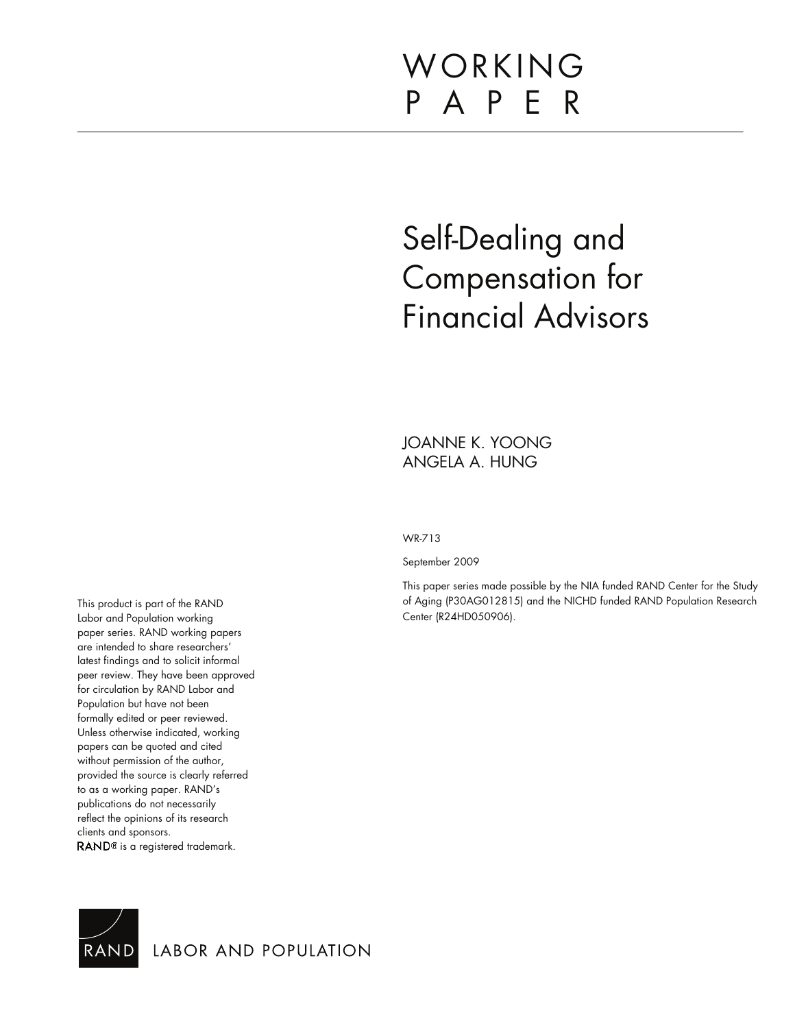WORKING PAPER

# Self-Dealing and Compensation for Financial Advisors

JOANNE K. YOONG
ANGELA A. HUNG

WR-713

September 2009

This paper series made possible by the NIA funded RAND Center for the Study of Aging (P30AG012815) and the NICHD funded RAND Population Research Center (R24HD050906).

This product is part of the RAND Labor and Population working paper series. RAND working papers are intended to share researchers' latest findings and to solicit informal peer review. They have been approved for circulation by RAND Labor and Population but have not been formally edited or peer reviewed. Unless otherwise indicated, working papers can be quoted and cited without permission of the author, provided the source is clearly referred to as a working paper. RAND's publications do not necessarily reflect the opinions of its research clients and sponsors. RAND® is a registered trademark.

RAND LABOR AND POPULATION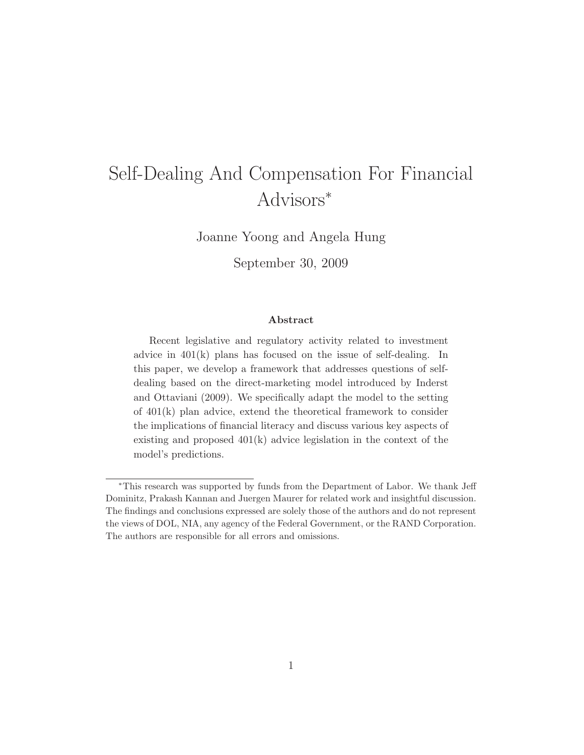# Self-Dealing And Compensation For Financial Advisors*

Joanne Yoong and Angela Hung

September 30, 2009

### Abstract

Recent legislative and regulatory activity related to investment advice in 401(k) plans has focused on the issue of self-dealing. In this paper, we develop a framework that addresses questions of self-dealing based on the direct-marketing model introduced by Inderst and Ottaviani (2009). We specifically adapt the model to the setting of 401(k) plan advice, extend the theoretical framework to consider the implications of financial literacy and discuss various key aspects of existing and proposed 401(k) advice legislation in the context of the model's predictions.

---

*This research was supported by funds from the Department of Labor. We thank Jeff Dominitz, Prakash Kannan and Juergen Maurer for related work and insightful discussion. The findings and conclusions expressed are solely those of the authors and do not represent the views of DOL, NIA, any agency of the Federal Government, or the RAND Corporation. The authors are responsible for all errors and omissions.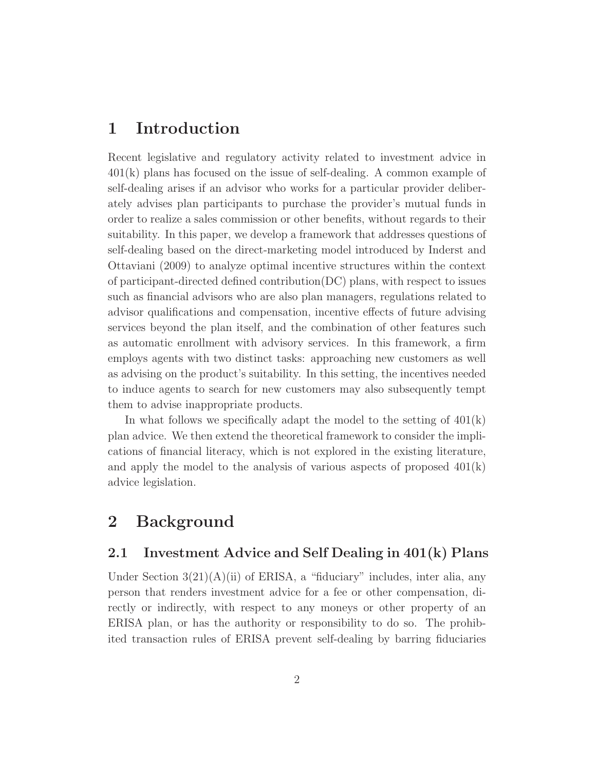# 1 Introduction

Recent legislative and regulatory activity related to investment advice in 401(k) plans has focused on the issue of self-dealing. A common example of self-dealing arises if an advisor who works for a particular provider deliberately advises plan participants to purchase the provider's mutual funds in order to realize a sales commission or other benefits, without regards to their suitability. In this paper, we develop a framework that addresses questions of self-dealing based on the direct-marketing model introduced by Inderst and Ottaviani (2009) to analyze optimal incentive structures within the context of participant-directed defined contribution(DC) plans, with respect to issues such as financial advisors who are also plan managers, regulations related to advisor qualifications and compensation, incentive effects of future advising services beyond the plan itself, and the combination of other features such as automatic enrollment with advisory services. In this framework, a firm employs agents with two distinct tasks: approaching new customers as well as advising on the product's suitability. In this setting, the incentives needed to induce agents to search for new customers may also subsequently tempt them to advise inappropriate products.

In what follows we specifically adapt the model to the setting of 401(k) plan advice. We then extend the theoretical framework to consider the implications of financial literacy, which is not explored in the existing literature, and apply the model to the analysis of various aspects of proposed 401(k) advice legislation.

# 2 Background

## 2.1 Investment Advice and Self Dealing in 401(k) Plans

Under Section 3(21)(A)(ii) of ERISA, a "fiduciary" includes, inter alia, any person that renders investment advice for a fee or other compensation, directly or indirectly, with respect to any moneys or other property of an ERISA plan, or has the authority or responsibility to do so. The prohibited transaction rules of ERISA prevent self-dealing by barring fiduciaries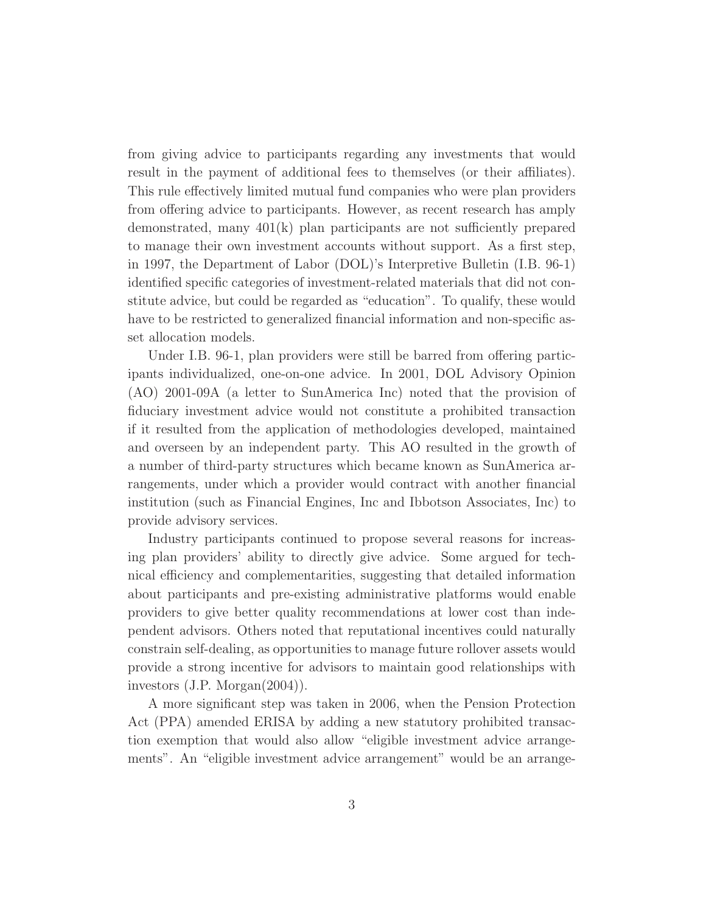from giving advice to participants regarding any investments that would result in the payment of additional fees to themselves (or their affiliates). This rule effectively limited mutual fund companies who were plan providers from offering advice to participants. However, as recent research has amply demonstrated, many 401(k) plan participants are not sufficiently prepared to manage their own investment accounts without support. As a first step, in 1997, the Department of Labor (DOL)'s Interpretive Bulletin (I.B. 96-1) identified specific categories of investment-related materials that did not constitute advice, but could be regarded as "education". To qualify, these would have to be restricted to generalized financial information and non-specific asset allocation models.

Under I.B. 96-1, plan providers were still be barred from offering participants individualized, one-on-one advice. In 2001, DOL Advisory Opinion (AO) 2001-09A (a letter to SunAmerica Inc) noted that the provision of fiduciary investment advice would not constitute a prohibited transaction if it resulted from the application of methodologies developed, maintained and overseen by an independent party. This AO resulted in the growth of a number of third-party structures which became known as SunAmerica arrangements, under which a provider would contract with another financial institution (such as Financial Engines, Inc and Ibbotson Associates, Inc) to provide advisory services.

Industry participants continued to propose several reasons for increasing plan providers' ability to directly give advice. Some argued for technical efficiency and complementarities, suggesting that detailed information about participants and pre-existing administrative platforms would enable providers to give better quality recommendations at lower cost than independent advisors. Others noted that reputational incentives could naturally constrain self-dealing, as opportunities to manage future rollover assets would provide a strong incentive for advisors to maintain good relationships with investors (J.P. Morgan(2004)).

A more significant step was taken in 2006, when the Pension Protection Act (PPA) amended ERISA by adding a new statutory prohibited transaction exemption that would also allow "eligible investment advice arrangements". An "eligible investment advice arrangement" would be an arrange-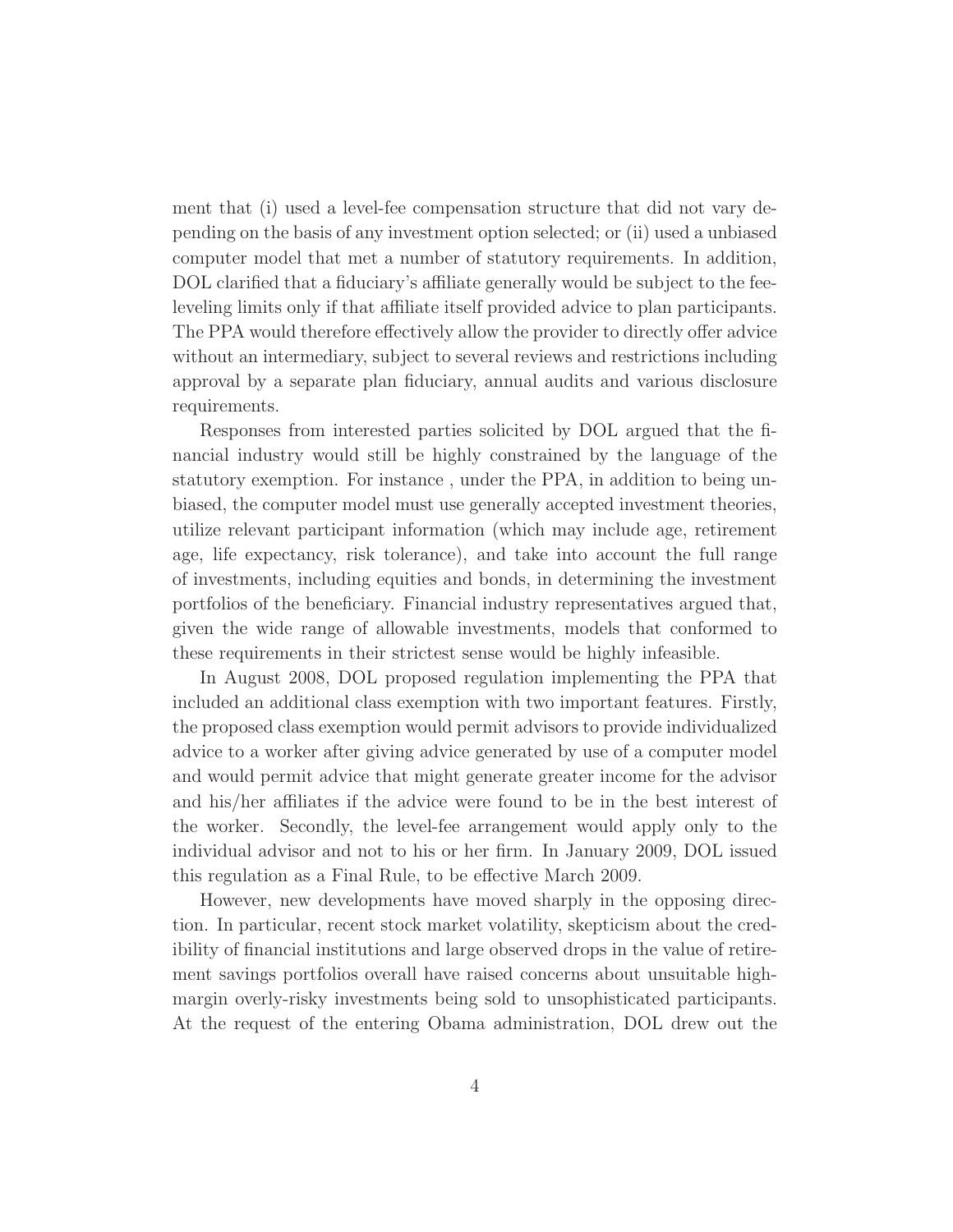ment that (i) used a level-fee compensation structure that did not vary depending on the basis of any investment option selected; or (ii) used a unbiased computer model that met a number of statutory requirements. In addition, DOL clarified that a fiduciary's affiliate generally would be subject to the fee-leveling limits only if that affiliate itself provided advice to plan participants. The PPA would therefore effectively allow the provider to directly offer advice without an intermediary, subject to several reviews and restrictions including approval by a separate plan fiduciary, annual audits and various disclosure requirements.

Responses from interested parties solicited by DOL argued that the financial industry would still be highly constrained by the language of the statutory exemption. For instance , under the PPA, in addition to being unbiased, the computer model must use generally accepted investment theories, utilize relevant participant information (which may include age, retirement age, life expectancy, risk tolerance), and take into account the full range of investments, including equities and bonds, in determining the investment portfolios of the beneficiary. Financial industry representatives argued that, given the wide range of allowable investments, models that conformed to these requirements in their strictest sense would be highly infeasible.

In August 2008, DOL proposed regulation implementing the PPA that included an additional class exemption with two important features. Firstly, the proposed class exemption would permit advisors to provide individualized advice to a worker after giving advice generated by use of a computer model and would permit advice that might generate greater income for the advisor and his/her affiliates if the advice were found to be in the best interest of the worker. Secondly, the level-fee arrangement would apply only to the individual advisor and not to his or her firm. In January 2009, DOL issued this regulation as a Final Rule, to be effective March 2009.

However, new developments have moved sharply in the opposing direction. In particular, recent stock market volatility, skepticism about the credibility of financial institutions and large observed drops in the value of retirement savings portfolios overall have raised concerns about unsuitable high-margin overly-risky investments being sold to unsophisticated participants. At the request of the entering Obama administration, DOL drew out the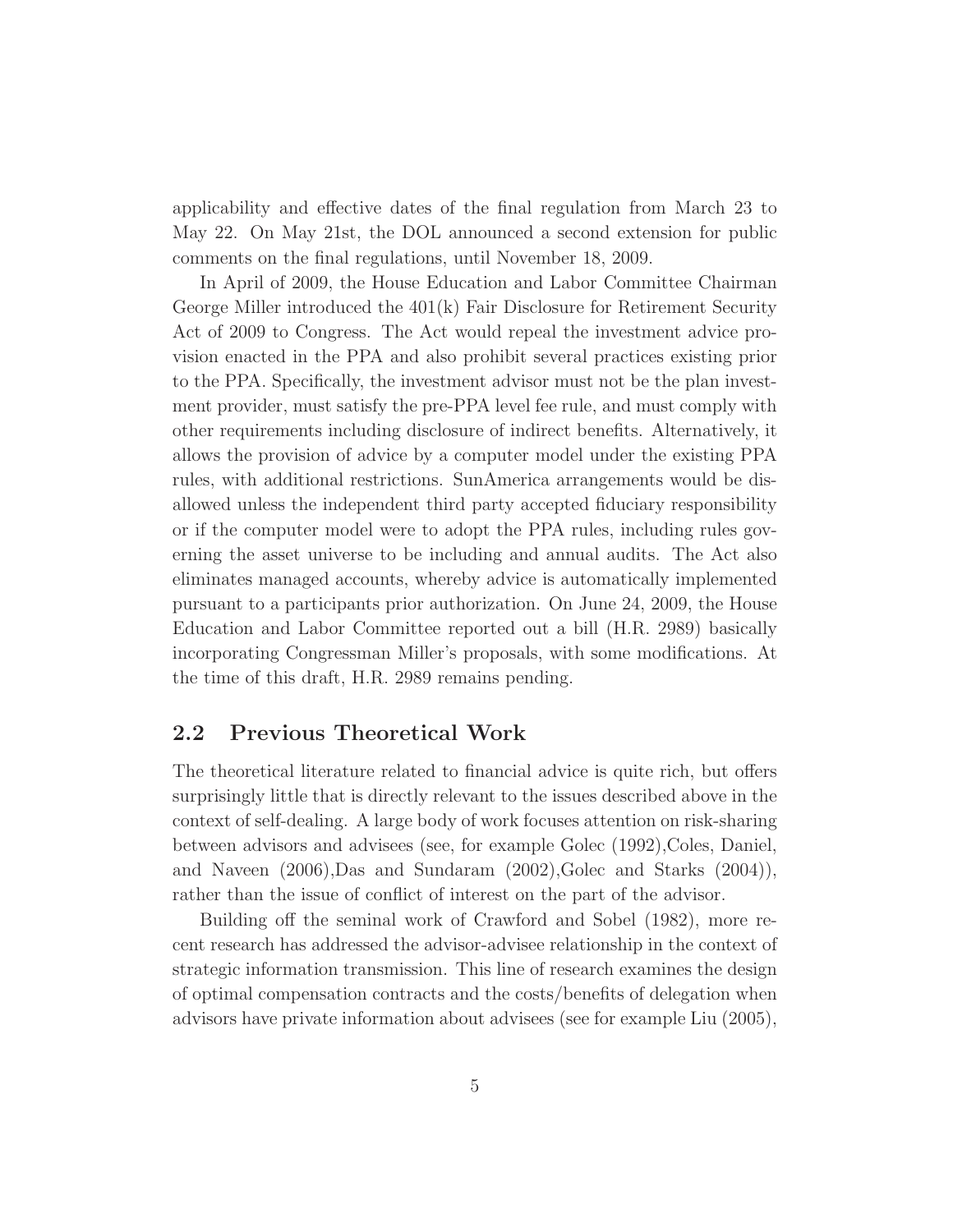applicability and effective dates of the final regulation from March 23 to May 22. On May 21st, the DOL announced a second extension for public comments on the final regulations, until November 18, 2009.

In April of 2009, the House Education and Labor Committee Chairman George Miller introduced the 401(k) Fair Disclosure for Retirement Security Act of 2009 to Congress. The Act would repeal the investment advice provision enacted in the PPA and also prohibit several practices existing prior to the PPA. Specifically, the investment advisor must not be the plan investment provider, must satisfy the pre-PPA level fee rule, and must comply with other requirements including disclosure of indirect benefits. Alternatively, it allows the provision of advice by a computer model under the existing PPA rules, with additional restrictions. SunAmerica arrangements would be disallowed unless the independent third party accepted fiduciary responsibility or if the computer model were to adopt the PPA rules, including rules governing the asset universe to be including and annual audits. The Act also eliminates managed accounts, whereby advice is automatically implemented pursuant to a participants prior authorization. On June 24, 2009, the House Education and Labor Committee reported out a bill (H.R. 2989) basically incorporating Congressman Miller's proposals, with some modifications. At the time of this draft, H.R. 2989 remains pending.

## 2.2 Previous Theoretical Work

The theoretical literature related to financial advice is quite rich, but offers surprisingly little that is directly relevant to the issues described above in the context of self-dealing. A large body of work focuses attention on risk-sharing between advisors and advisees (see, for example Golec (1992),Coles, Daniel, and Naveen (2006),Das and Sundaram (2002),Golec and Starks (2004)), rather than the issue of conflict of interest on the part of the advisor.

Building off the seminal work of Crawford and Sobel (1982), more recent research has addressed the advisor-advisee relationship in the context of strategic information transmission. This line of research examines the design of optimal compensation contracts and the costs/benefits of delegation when advisors have private information about advisees (see for example Liu (2005),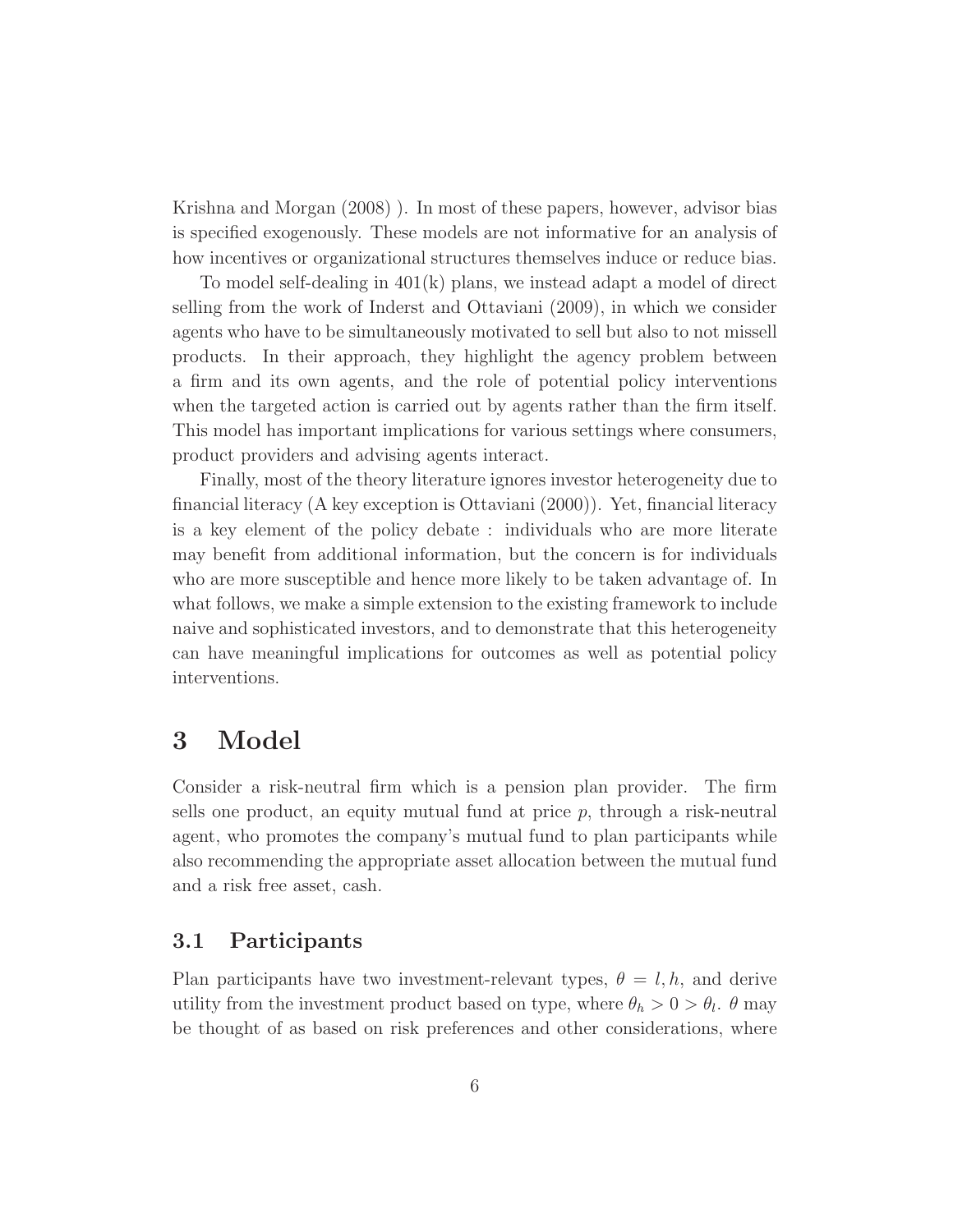Krishna and Morgan (2008) ). In most of these papers, however, advisor bias is specified exogenously. These models are not informative for an analysis of how incentives or organizational structures themselves induce or reduce bias.

To model self-dealing in 401(k) plans, we instead adapt a model of direct selling from the work of Inderst and Ottaviani (2009), in which we consider agents who have to be simultaneously motivated to sell but also to not missell products. In their approach, they highlight the agency problem between a firm and its own agents, and the role of potential policy interventions when the targeted action is carried out by agents rather than the firm itself. This model has important implications for various settings where consumers, product providers and advising agents interact.

Finally, most of the theory literature ignores investor heterogeneity due to financial literacy (A key exception is Ottaviani (2000)). Yet, financial literacy is a key element of the policy debate : individuals who are more literate may benefit from additional information, but the concern is for individuals who are more susceptible and hence more likely to be taken advantage of. In what follows, we make a simple extension to the existing framework to include naive and sophisticated investors, and to demonstrate that this heterogeneity can have meaningful implications for outcomes as well as potential policy interventions.

# 3 Model

Consider a risk-neutral firm which is a pension plan provider. The firm sells one product, an equity mutual fund at price $p$, through a risk-neutral agent, who promotes the company's mutual fund to plan participants while also recommending the appropriate asset allocation between the mutual fund and a risk free asset, cash.

## 3.1 Participants

Plan participants have two investment-relevant types, $\theta = l, h$, and derive utility from the investment product based on type, where $\theta_h > 0 > \theta_l$. $\theta$ may be thought of as based on risk preferences and other considerations, where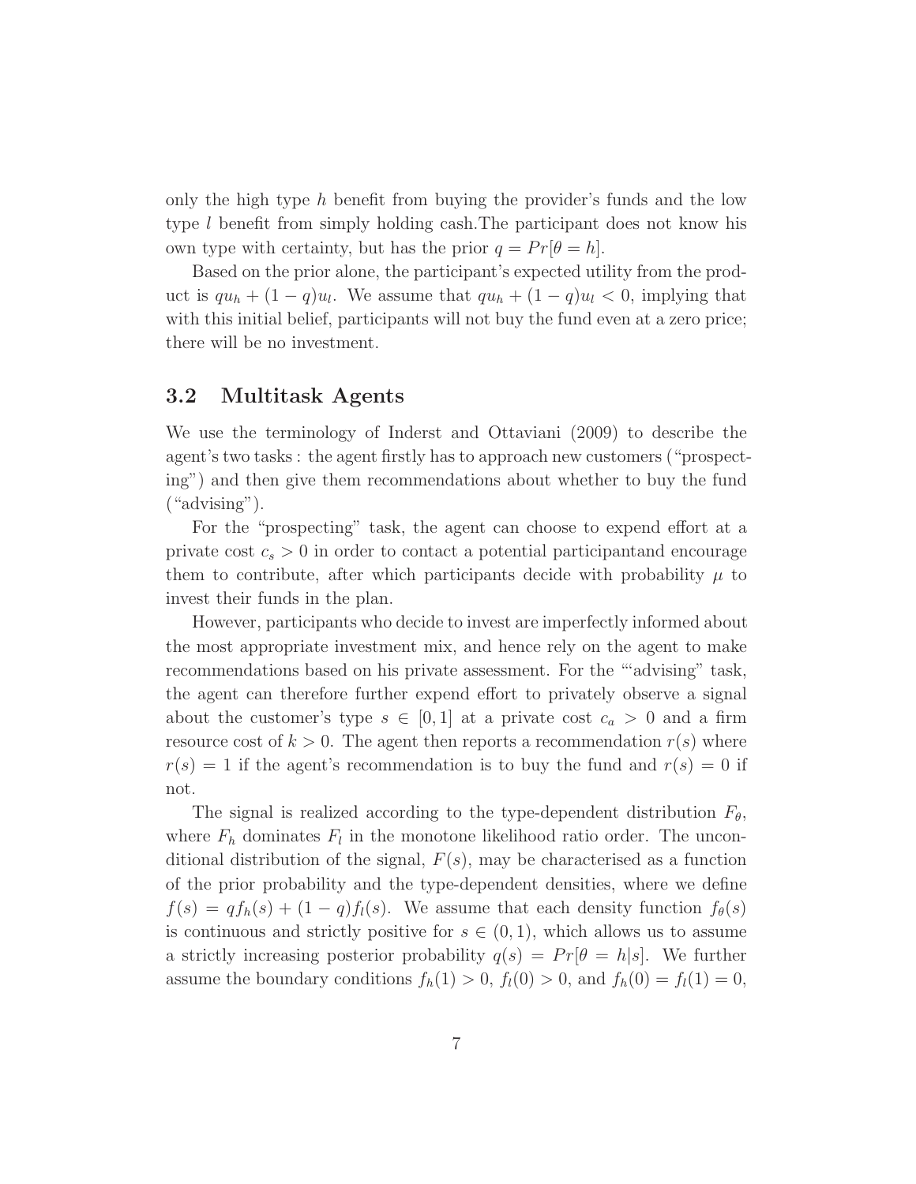only the high type $h$ benefit from buying the provider's funds and the low type $l$ benefit from simply holding cash.The participant does not know his own type with certainty, but has the prior $q = Pr[\theta = h]$.

Based on the prior alone, the participant's expected utility from the product is $qu_h + (1-q)u_l$. We assume that $qu_h + (1-q)u_l < 0$, implying that with this initial belief, participants will not buy the fund even at a zero price; there will be no investment.

## 3.2 Multitask Agents

We use the terminology of Inderst and Ottaviani (2009) to describe the agent's two tasks : the agent firstly has to approach new customers ("prospecting") and then give them recommendations about whether to buy the fund ("advising").

For the "prospecting" task, the agent can choose to expend effort at a private cost $c_s > 0$ in order to contact a potential participantand encourage them to contribute, after which participants decide with probability $\mu$ to invest their funds in the plan.

However, participants who decide to invest are imperfectly informed about the most appropriate investment mix, and hence rely on the agent to make recommendations based on his private assessment. For the "'advising" task, the agent can therefore further expend effort to privately observe a signal about the customer's type $s \in [0,1]$ at a private cost $c_a > 0$ and a firm resource cost of $k > 0$. The agent then reports a recommendation $r(s)$ where $r(s) = 1$ if the agent's recommendation is to buy the fund and $r(s) = 0$ if not.

The signal is realized according to the type-dependent distribution $F_\theta$, where $F_h$ dominates $F_l$ in the monotone likelihood ratio order. The unconditional distribution of the signal, $F(s)$, may be characterised as a function of the prior probability and the type-dependent densities, where we define $f(s) = qf_h(s) + (1-q)f_l(s)$. We assume that each density function $f_\theta(s)$ is continuous and strictly positive for $s \in (0,1)$, which allows us to assume a strictly increasing posterior probability $q(s) = Pr[\theta = h|s]$. We further assume the boundary conditions $f_h(1) > 0$, $f_l(0) > 0$, and $f_h(0) = f_l(1) = 0$,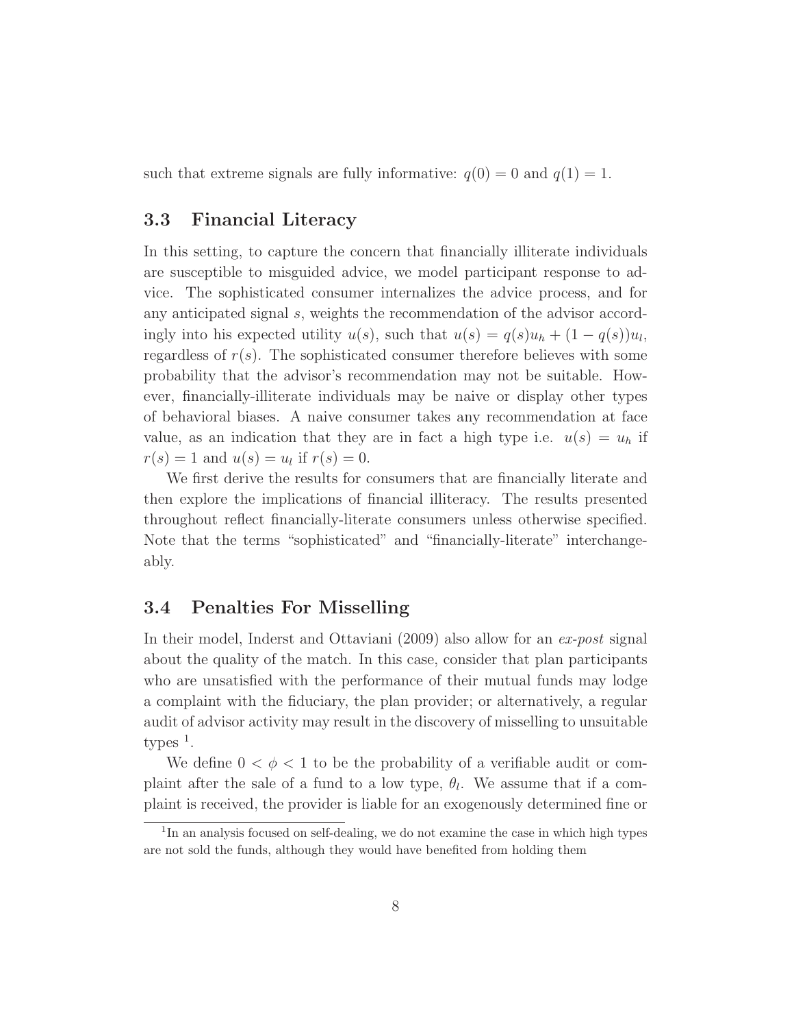such that extreme signals are fully informative: $q(0) = 0$ and $q(1) = 1$.

### 3.3 Financial Literacy

In this setting, to capture the concern that financially illiterate individuals are susceptible to misguided advice, we model participant response to advice. The sophisticated consumer internalizes the advice process, and for any anticipated signal $s$, weights the recommendation of the advisor accordingly into his expected utility $u(s)$, such that $u(s) = q(s)u_h + (1 - q(s))u_l$, regardless of $r(s)$. The sophisticated consumer therefore believes with some probability that the advisor's recommendation may not be suitable. However, financially-illiterate individuals may be naive or display other types of behavioral biases. A naive consumer takes any recommendation at face value, as an indication that they are in fact a high type i.e. $u(s) = u_h$ if $r(s) = 1$ and $u(s) = u_l$ if $r(s) = 0$.

We first derive the results for consumers that are financially literate and then explore the implications of financial illiteracy. The results presented throughout reflect financially-literate consumers unless otherwise specified. Note that the terms "sophisticated" and "financially-literate" interchangeably.

### 3.4 Penalties For Misselling

In their model, Inderst and Ottaviani (2009) also allow for an *ex-post* signal about the quality of the match. In this case, consider that plan participants who are unsatisfied with the performance of their mutual funds may lodge a complaint with the fiduciary, the plan provider; or alternatively, a regular audit of advisor activity may result in the discovery of misselling to unsuitable types [1].

We define $0 < \phi < 1$ to be the probability of a verifiable audit or complaint after the sale of a fund to a low type, $\theta_l$. We assume that if a complaint is received, the provider is liable for an exogenously determined fine or

[1] In an analysis focused on self-dealing, we do not examine the case in which high types are not sold the funds, although they would have benefited from holding them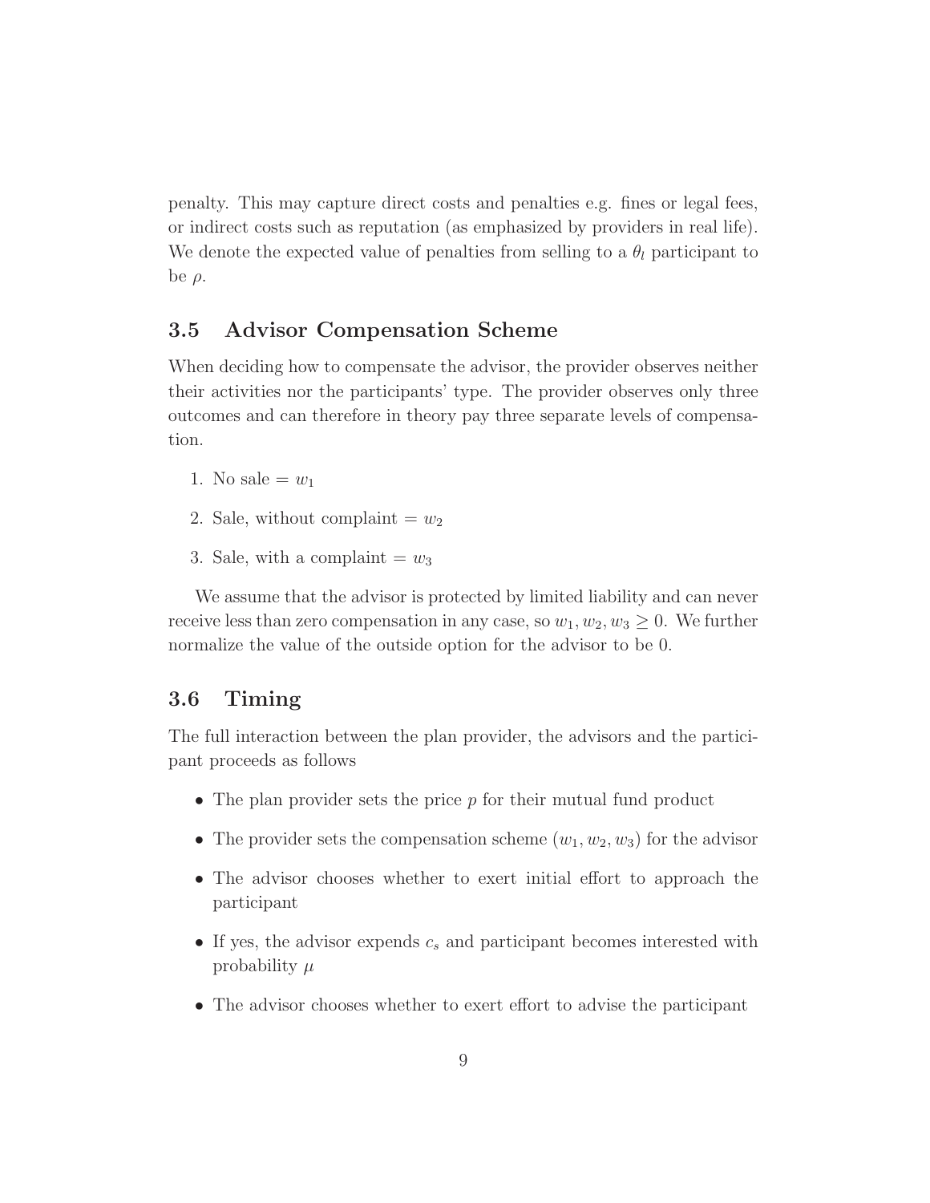penalty. This may capture direct costs and penalties e.g. fines or legal fees, or indirect costs such as reputation (as emphasized by providers in real life). We denote the expected value of penalties from selling to a $\theta_l$ participant to be $\rho$.

## 3.5 Advisor Compensation Scheme

When deciding how to compensate the advisor, the provider observes neither their activities nor the participants' type. The provider observes only three outcomes and can therefore in theory pay three separate levels of compensation.

1. No sale = $w_1$
2. Sale, without complaint = $w_2$
3. Sale, with a complaint = $w_3$

We assume that the advisor is protected by limited liability and can never receive less than zero compensation in any case, so $w_1, w_2, w_3 \geq 0$. We further normalize the value of the outside option for the advisor to be 0.

## 3.6 Timing

The full interaction between the plan provider, the advisors and the participant proceeds as follows

- The plan provider sets the price $p$ for their mutual fund product
- The provider sets the compensation scheme $(w_1, w_2, w_3)$ for the advisor
- The advisor chooses whether to exert initial effort to approach the participant
- If yes, the advisor expends $c_s$ and participant becomes interested with probability $\mu$
- The advisor chooses whether to exert effort to advise the participant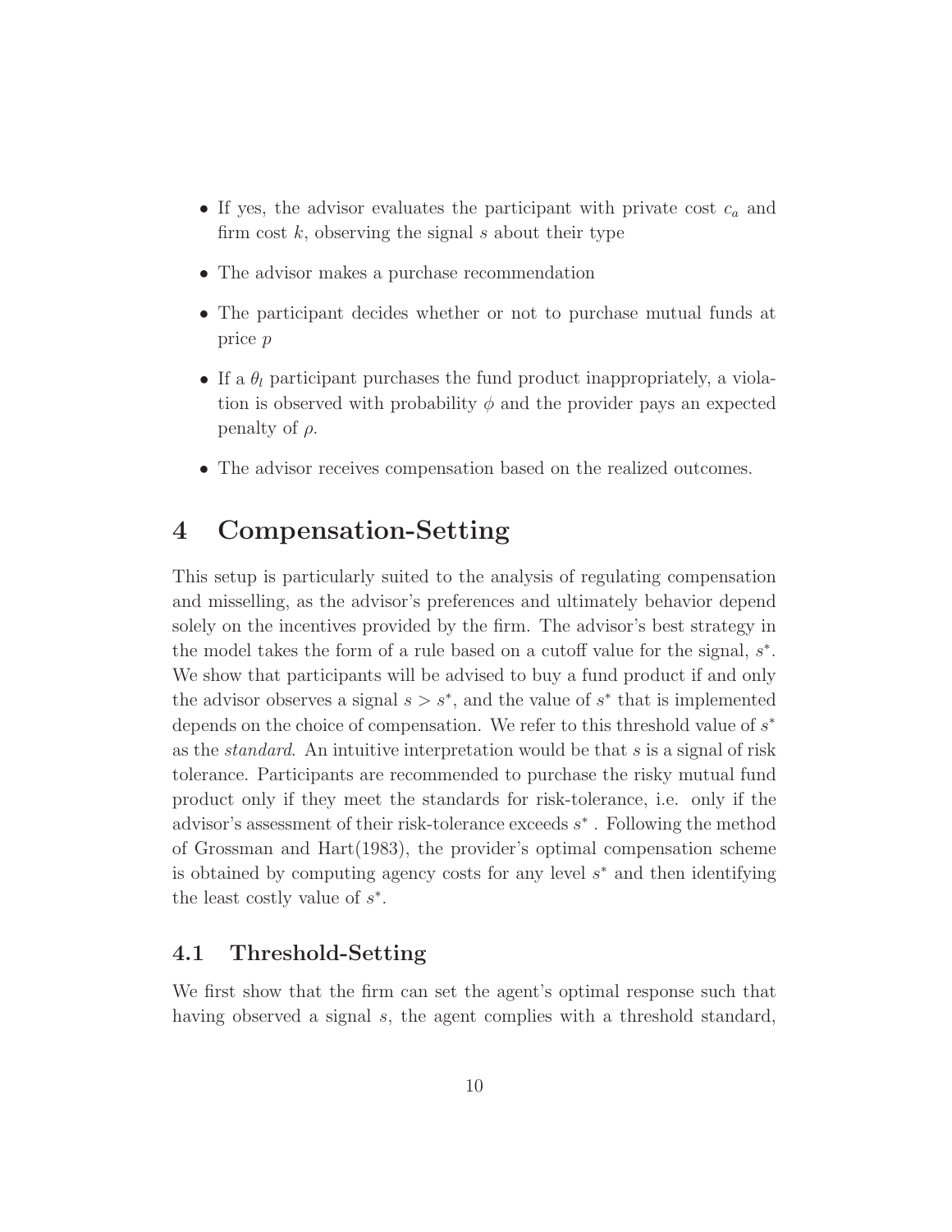- If yes, the advisor evaluates the participant with private cost $c_a$ and firm cost $k$, observing the signal $s$ about their type
- The advisor makes a purchase recommendation
- The participant decides whether or not to purchase mutual funds at price $p$
- If a $\theta_l$ participant purchases the fund product inappropriately, a violation is observed with probability $\phi$ and the provider pays an expected penalty of $\rho$.
- The advisor receives compensation based on the realized outcomes.

# 4 Compensation-Setting

This setup is particularly suited to the analysis of regulating compensation and misselling, as the advisor's preferences and ultimately behavior depend solely on the incentives provided by the firm. The advisor's best strategy in the model takes the form of a rule based on a cutoff value for the signal, $s^*$. We show that participants will be advised to buy a fund product if and only the advisor observes a signal $s > s^*$, and the value of $s^*$ that is implemented depends on the choice of compensation. We refer to this threshold value of $s^*$ as the *standard*. An intuitive interpretation would be that $s$ is a signal of risk tolerance. Participants are recommended to purchase the risky mutual fund product only if they meet the standards for risk-tolerance, i.e. only if the advisor's assessment of their risk-tolerance exceeds $s^*$ . Following the method of Grossman and Hart(1983), the provider's optimal compensation scheme is obtained by computing agency costs for any level $s^*$ and then identifying the least costly value of $s^*$.

## 4.1 Threshold-Setting

We first show that the firm can set the agent's optimal response such that having observed a signal $s$, the agent complies with a threshold standard,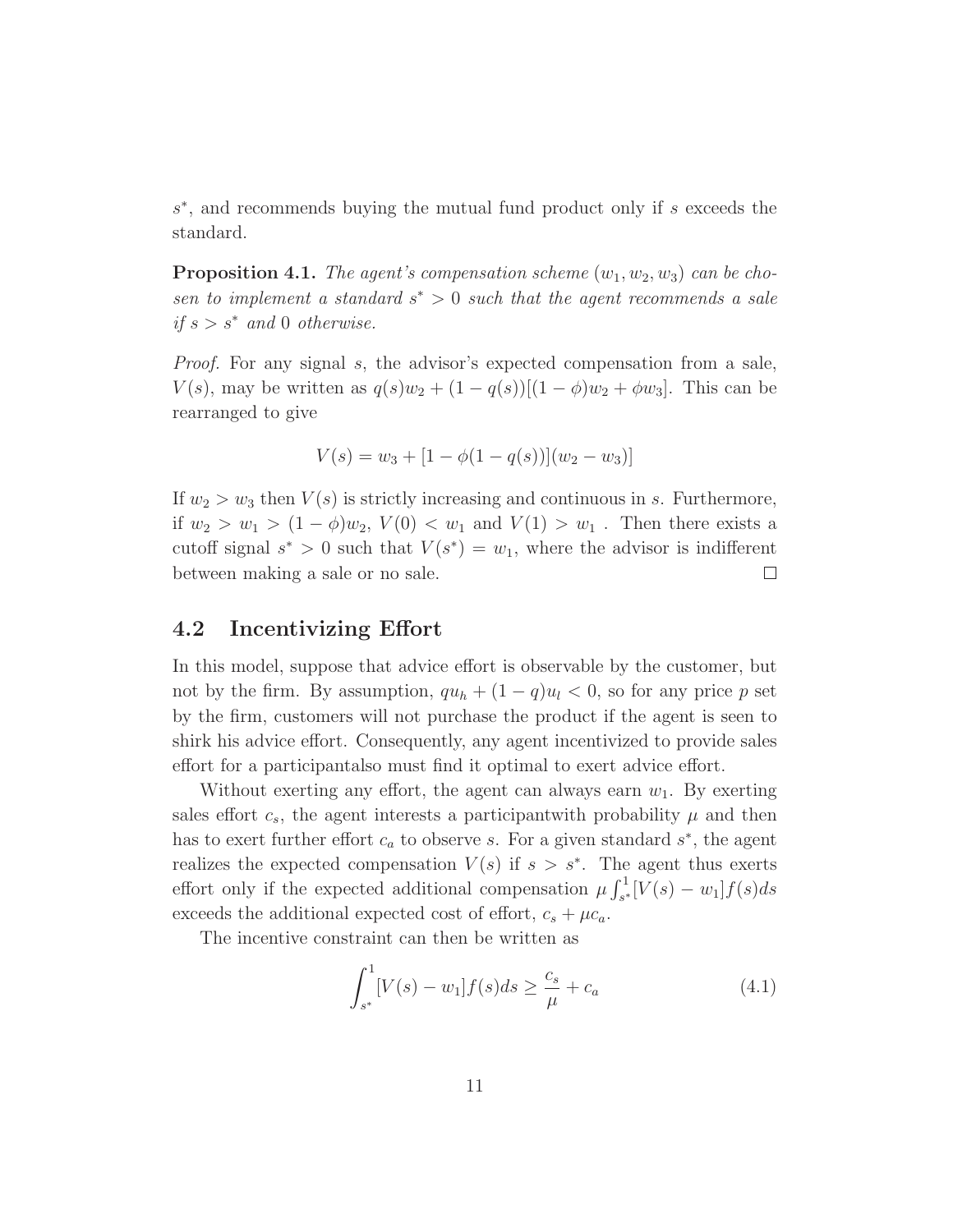$s^*$, and recommends buying the mutual fund product only if $s$ exceeds the standard.

**Proposition 4.1.** *The agent's compensation scheme $(w_1, w_2, w_3)$ can be chosen to implement a standard $s^* > 0$ such that the agent recommends a sale if $s > s^*$ and 0 otherwise.*

*Proof.* For any signal $s$, the advisor's expected compensation from a sale, $V(s)$, may be written as $q(s)w_2 + (1 - q(s))[(1 - \phi)w_2 + \phi w_3]$. This can be rearranged to give

$$V(s) = w_3 + [1 - \phi(1 - q(s))](w_2 - w_3)]$$

If $w_2 > w_3$ then $V(s)$ is strictly increasing and continuous in $s$. Furthermore, if $w_2 > w_1 > (1 - \phi)w_2$, $V(0) < w_1$ and $V(1) > w_1$ . Then there exists a cutoff signal $s^* > 0$ such that $V(s^*) = w_1$, where the advisor is indifferent between making a sale or no sale. □

## 4.2 Incentivizing Effort

In this model, suppose that advice effort is observable by the customer, but not by the firm. By assumption, $qu_h + (1 - q)u_l < 0$, so for any price $p$ set by the firm, customers will not purchase the product if the agent is seen to shirk his advice effort. Consequently, any agent incentivized to provide sales effort for a participantalso must find it optimal to exert advice effort.

Without exerting any effort, the agent can always earn $w_1$. By exerting sales effort $c_s$, the agent interests a participantwith probability $\mu$ and then has to exert further effort $c_a$ to observe $s$. For a given standard $s^*$, the agent realizes the expected compensation $V(s)$ if $s > s^*$. The agent thus exerts effort only if the expected additional compensation $\mu \int_{s^*}^{1} [V(s) - w_1]f(s)ds$ exceeds the additional expected cost of effort, $c_s + \mu c_a$.

The incentive constraint can then be written as

$$\int_{s^*}^{1} [V(s) - w_1]f(s)ds \geq \frac{c_s}{\mu} + c_a \tag{4.1}$$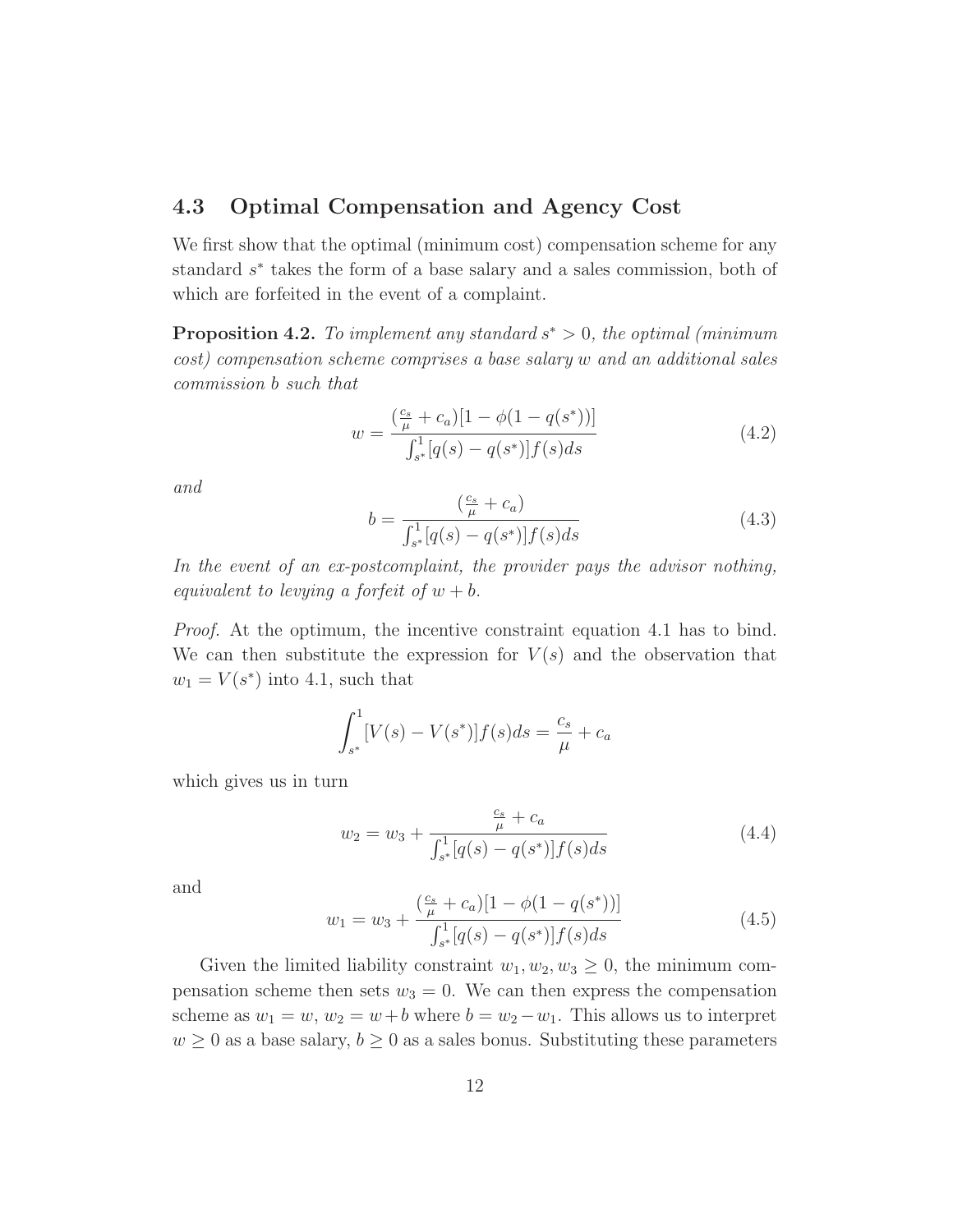## 4.3 Optimal Compensation and Agency Cost

We first show that the optimal (minimum cost) compensation scheme for any standard $s^*$ takes the form of a base salary and a sales commission, both of which are forfeited in the event of a complaint.

**Proposition 4.2.** *To implement any standard $s^* > 0$, the optimal (minimum cost) compensation scheme comprises a base salary $w$ and an additional sales commission $b$ such that*

$$w = \frac{(\frac{c_s}{\mu} + c_a)[1 - \phi(1 - q(s^*))]}{\int_{s^*}^{1}[q(s) - q(s^*)]f(s)ds} \tag{4.2}$$

*and*

$$b = \frac{(\frac{c_s}{\mu} + c_a)}{\int_{s^*}^{1}[q(s) - q(s^*)]f(s)ds} \tag{4.3}$$

*In the event of an ex-postcomplaint, the provider pays the advisor nothing, equivalent to levying a forfeit of $w + b$.*

*Proof.* At the optimum, the incentive constraint equation 4.1 has to bind. We can then substitute the expression for $V(s)$ and the observation that $w_1 = V(s^*)$ into 4.1, such that

$$\int_{s^*}^{1}[V(s) - V(s^*)]f(s)ds = \frac{c_s}{\mu} + c_a$$

which gives us in turn

$$w_2 = w_3 + \frac{\frac{c_s}{\mu} + c_a}{\int_{s^*}^{1}[q(s) - q(s^*)]f(s)ds} \tag{4.4}$$

and

$$w_1 = w_3 + \frac{(\frac{c_s}{\mu} + c_a)[1 - \phi(1 - q(s^*))]}{\int_{s^*}^{1}[q(s) - q(s^*)]f(s)ds} \tag{4.5}$$

Given the limited liability constraint $w_1, w_2, w_3 \geq 0$, the minimum compensation scheme then sets $w_3 = 0$. We can then express the compensation scheme as $w_1 = w$, $w_2 = w + b$ where $b = w_2 - w_1$. This allows us to interpret $w \geq 0$ as a base salary, $b \geq 0$ as a sales bonus. Substituting these parameters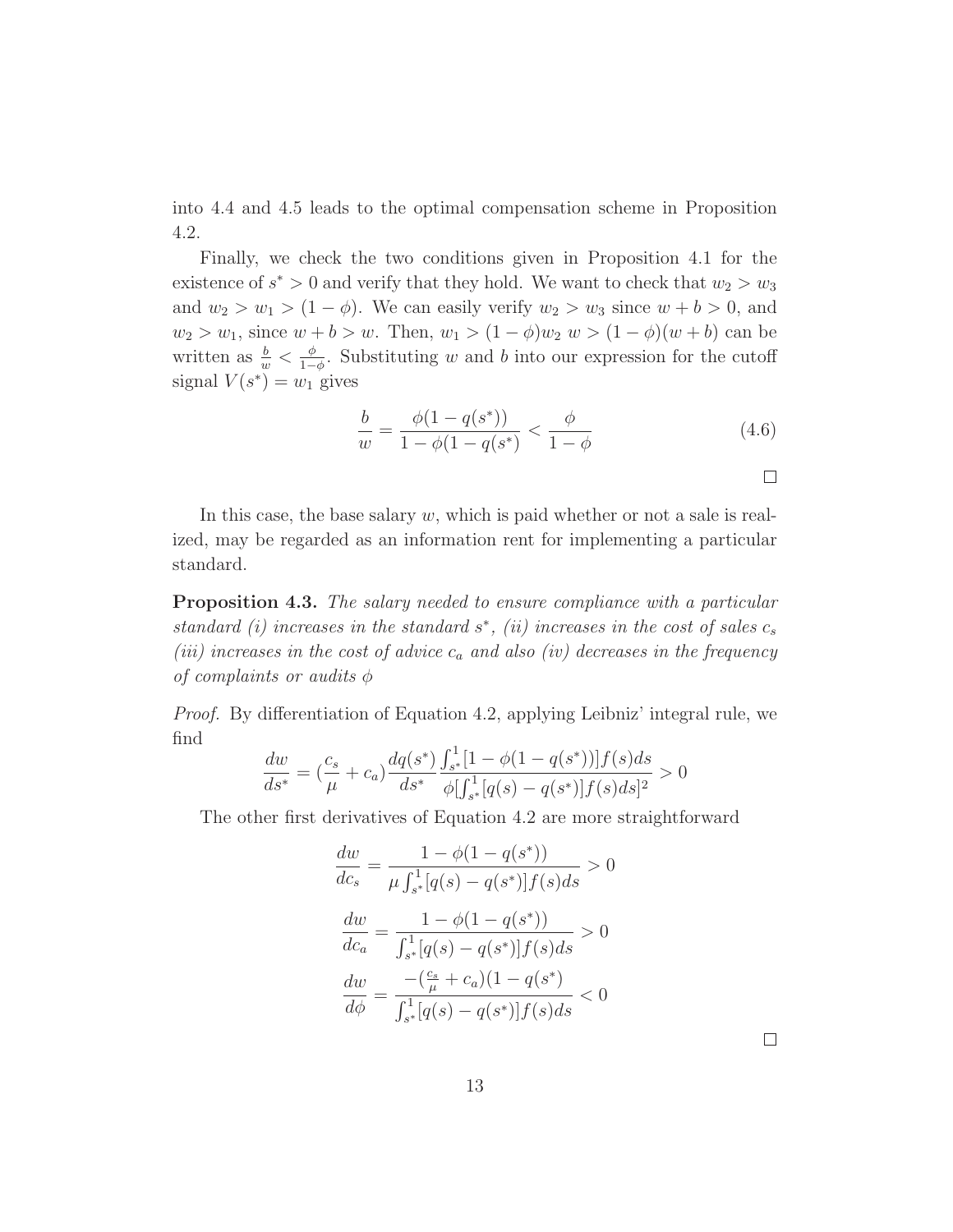into 4.4 and 4.5 leads to the optimal compensation scheme in Proposition 4.2.

Finally, we check the two conditions given in Proposition 4.1 for the existence of $s^* > 0$ and verify that they hold. We want to check that $w_2 > w_3$ and $w_2 > w_1 > (1 - \phi)$. We can easily verify $w_2 > w_3$ since $w + b > 0$, and $w_2 > w_1$, since $w + b > w$. Then, $w_1 > (1 - \phi)w_2$ $w > (1 - \phi)(w + b)$ can be written as $\frac{b}{w} < \frac{\phi}{1-\phi}$. Substituting $w$ and $b$ into our expression for the cutoff signal $V(s^*) = w_1$ gives

$$\frac{b}{w} = \frac{\phi(1 - q(s^*))}{1 - \phi(1 - q(s^*)} < \frac{\phi}{1 - \phi} \tag{4.6}$$

□

In this case, the base salary $w$, which is paid whether or not a sale is realized, may be regarded as an information rent for implementing a particular standard.

**Proposition 4.3.** *The salary needed to ensure compliance with a particular standard (i) increases in the standard $s^*$, (ii) increases in the cost of sales $c_s$ (iii) increases in the cost of advice $c_a$ and also (iv) decreases in the frequency of complaints or audits $\phi$*

*Proof.* By differentiation of Equation 4.2, applying Leibniz' integral rule, we find

$$\frac{dw}{ds^*} = (\frac{c_s}{\mu} + c_a)\frac{dq(s^*)}{ds^*}\frac{\int_{s^*}^{1}[1 - \phi(1 - q(s^*))]f(s)ds}{\phi[\int_{s^*}^{1}[q(s) - q(s^*)]f(s)ds]^2} > 0$$

The other first derivatives of Equation 4.2 are more straightforward

$$\frac{dw}{dc_s} = \frac{1 - \phi(1 - q(s^*))}{\mu\int_{s^*}^{1}[q(s) - q(s^*)]f(s)ds} > 0$$

$$\frac{dw}{dc_a} = \frac{1 - \phi(1 - q(s^*))}{\int_{s^*}^{1}[q(s) - q(s^*)]f(s)ds} > 0$$

$$\frac{dw}{d\phi} = \frac{-(\frac{c_s}{\mu} + c_a)(1 - q(s^*)}{\int_{s^*}^{1}[q(s) - q(s^*)]f(s)ds} < 0$$

□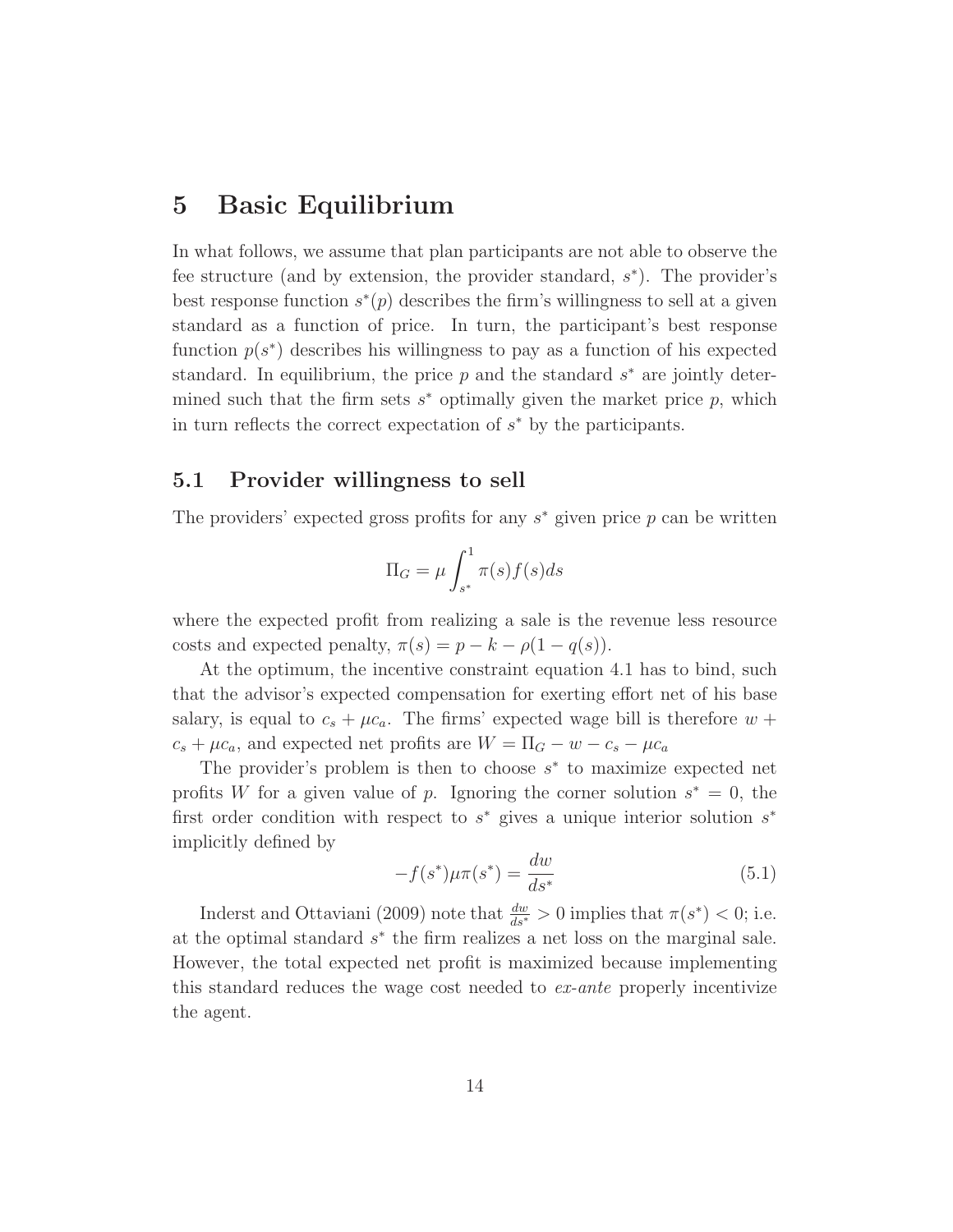# 5 Basic Equilibrium

In what follows, we assume that plan participants are not able to observe the fee structure (and by extension, the provider standard, $s^*$). The provider's best response function $s^*(p)$ describes the firm's willingness to sell at a given standard as a function of price. In turn, the participant's best response function $p(s^*)$ describes his willingness to pay as a function of his expected standard. In equilibrium, the price $p$ and the standard $s^*$ are jointly determined such that the firm sets $s^*$ optimally given the market price $p$, which in turn reflects the correct expectation of $s^*$ by the participants.

## 5.1 Provider willingness to sell

The providers' expected gross profits for any $s^*$ given price $p$ can be written

$$\Pi_G = \mu \int_{s^*}^{1} \pi(s) f(s) ds$$

where the expected profit from realizing a sale is the revenue less resource costs and expected penalty, $\pi(s) = p - k - \rho(1 - q(s))$.

At the optimum, the incentive constraint equation 4.1 has to bind, such that the advisor's expected compensation for exerting effort net of his base salary, is equal to $c_s + \mu c_a$. The firms' expected wage bill is therefore $w + c_s + \mu c_a$, and expected net profits are $W = \Pi_G - w - c_s - \mu c_a$

The provider's problem is then to choose $s^*$ to maximize expected net profits $W$ for a given value of $p$. Ignoring the corner solution $s^* = 0$, the first order condition with respect to $s^*$ gives a unique interior solution $s^*$ implicitly defined by

$$-f(s^*)\mu\pi(s^*) = \frac{dw}{ds^*} \tag{5.1}$$

Inderst and Ottaviani (2009) note that $\frac{dw}{ds^*} > 0$ implies that $\pi(s^*) < 0$; i.e. at the optimal standard $s^*$ the firm realizes a net loss on the marginal sale. However, the total expected net profit is maximized because implementing this standard reduces the wage cost needed to *ex-ante* properly incentivize the agent.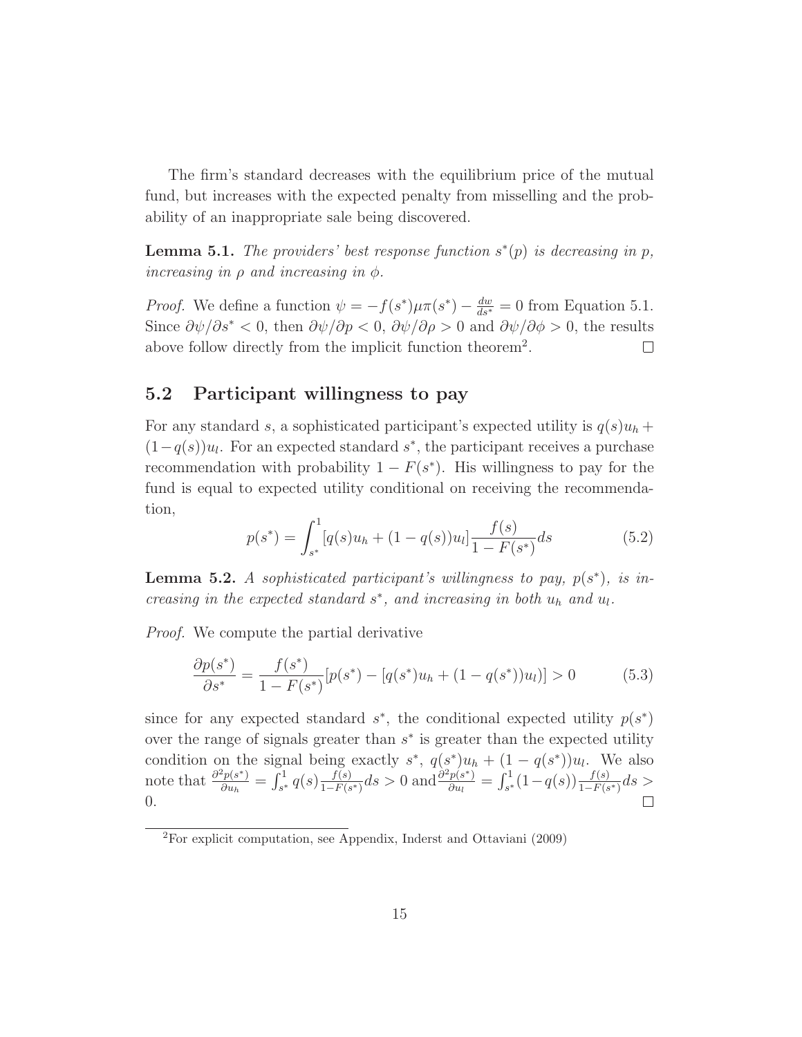The firm's standard decreases with the equilibrium price of the mutual fund, but increases with the expected penalty from misselling and the probability of an inappropriate sale being discovered.

**Lemma 5.1.** *The providers' best response function $s^*(p)$ is decreasing in $p$, increasing in $\rho$ and increasing in $\phi$.*

*Proof.* We define a function $\psi = -f(s^*)\mu\pi(s^*) - \frac{dw}{ds^*} = 0$ from Equation 5.1. Since $\partial\psi/\partial s^* < 0$, then $\partial\psi/\partial p < 0$, $\partial\psi/\partial\rho > 0$ and $\partial\psi/\partial\phi > 0$, the results above follow directly from the implicit function theorem[2]. □

## 5.2 Participant willingness to pay

For any standard $s$, a sophisticated participant's expected utility is $q(s)u_h + (1-q(s))u_l$. For an expected standard $s^*$, the participant receives a purchase recommendation with probability $1 - F(s^*)$. His willingness to pay for the fund is equal to expected utility conditional on receiving the recommendation,

$$p(s^*) = \int_{s^*}^{1} [q(s)u_h + (1-q(s))u_l] \frac{f(s)}{1-F(s^*)} ds \tag{5.2}$$

**Lemma 5.2.** *A sophisticated participant's willingness to pay, $p(s^*)$, is increasing in the expected standard $s^*$, and increasing in both $u_h$ and $u_l$.*

*Proof.* We compute the partial derivative

$$\frac{\partial p(s^*)}{\partial s^*} = \frac{f(s^*)}{1-F(s^*)} [p(s^*) - [q(s^*)u_h + (1-q(s^*))u_l]] > 0 \tag{5.3}$$

since for any expected standard $s^*$, the conditional expected utility $p(s^*)$ over the range of signals greater than $s^*$ is greater than the expected utility condition on the signal being exactly $s^*$, $q(s^*)u_h + (1-q(s^*))u_l$. We also note that $\frac{\partial^2 p(s^*)}{\partial u_h} = \int_{s^*}^{1} q(s)\frac{f(s)}{1-F(s^*)} ds > 0$ and $\frac{\partial^2 p(s^*)}{\partial u_l} = \int_{s^*}^{1} (1-q(s))\frac{f(s)}{1-F(s^*)} ds > 0$. □

[2] For explicit computation, see Appendix, Inderst and Ottaviani (2009)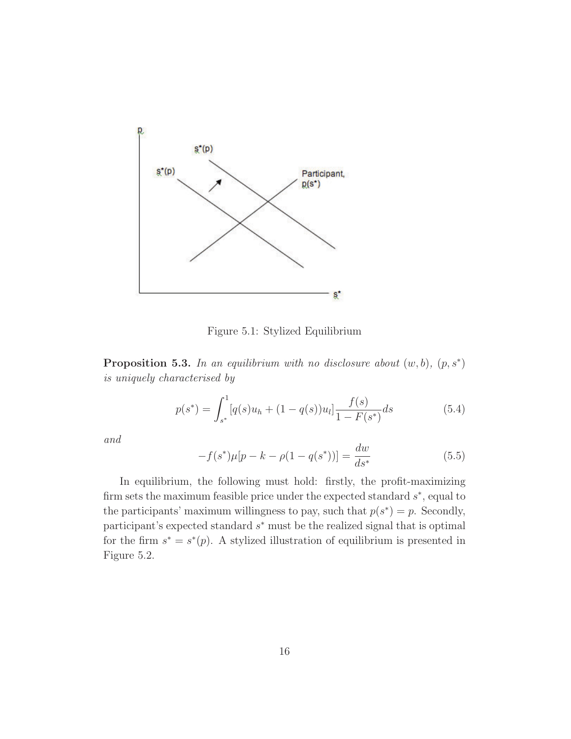Figure 5.1: Stylized Equilibrium

**Proposition 5.3.** *In an equilibrium with no disclosure about* $(w, b)$*,* $(p, s^*)$ *is uniquely characterised by*

$$p(s^*) = \int_{s^*}^{1} [q(s)u_h + (1 - q(s))u_l] \frac{f(s)}{1 - F(s^*)} ds \tag{5.4}$$

*and*

$$-f(s^*)\mu[p - k - \rho(1 - q(s^*))] = \frac{dw}{ds^*} \tag{5.5}$$

In equilibrium, the following must hold: firstly, the profit-maximizing firm sets the maximum feasible price under the expected standard $s^*$, equal to the participants' maximum willingness to pay, such that $p(s^*) = p$. Secondly, participant's expected standard $s^*$ must be the realized signal that is optimal for the firm $s^* = s^*(p)$. A stylized illustration of equilibrium is presented in Figure 5.2.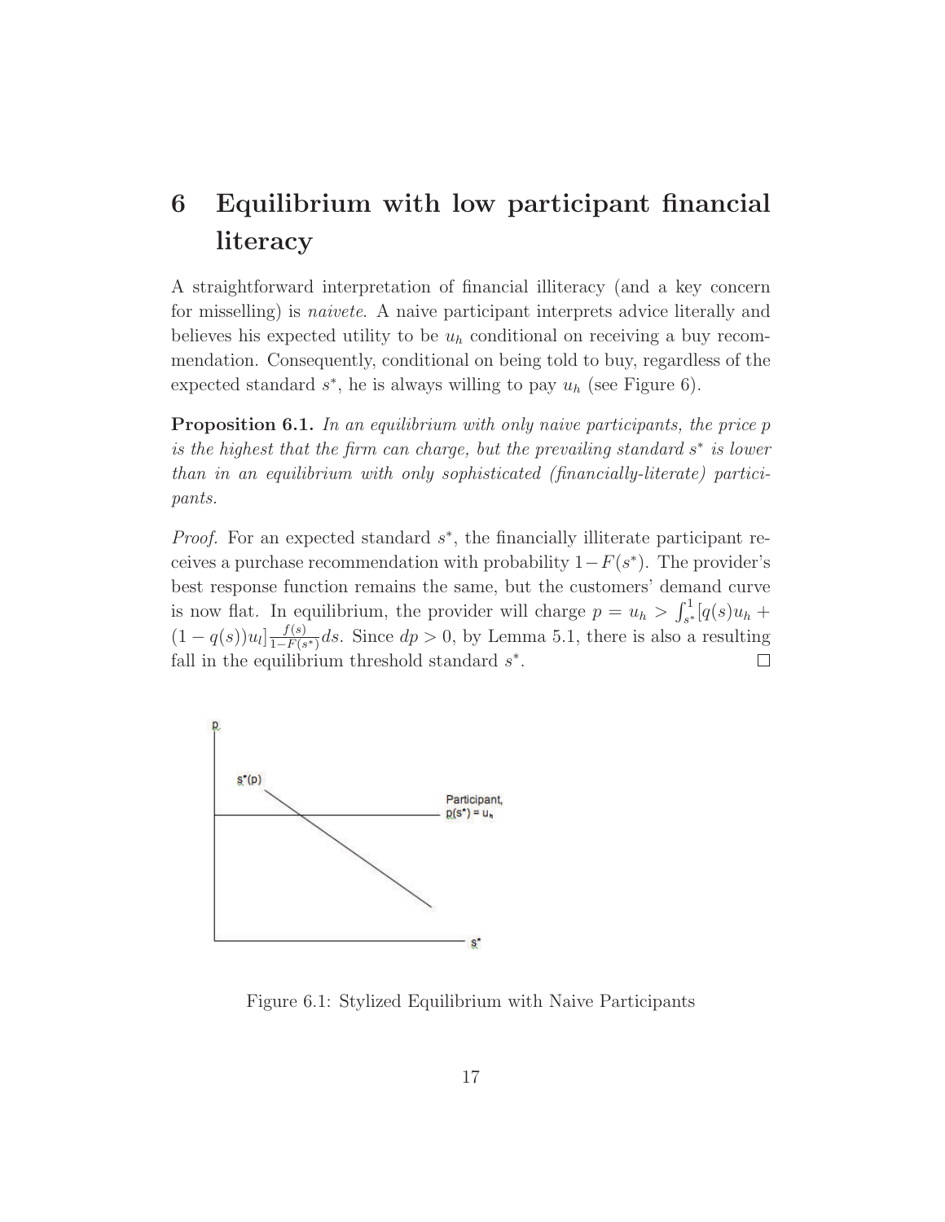# 6 Equilibrium with low participant financial literacy

A straightforward interpretation of financial illiteracy (and a key concern for misselling) is *naivete*. A naive participant interprets advice literally and believes his expected utility to be $u_h$ conditional on receiving a buy recommendation. Consequently, conditional on being told to buy, regardless of the expected standard $s^*$, he is always willing to pay $u_h$ (see Figure 6).

**Proposition 6.1.** *In an equilibrium with only naive participants, the price p is the highest that the firm can charge, but the prevailing standard $s^*$ is lower than in an equilibrium with only sophisticated (financially-literate) participants.*

*Proof.* For an expected standard $s^*$, the financially illiterate participant receives a purchase recommendation with probability $1-F(s^*)$. The provider's best response function remains the same, but the customers' demand curve is now flat. In equilibrium, the provider will charge $p = u_h > \int_{s^*}^{1}[q(s)u_h + (1-q(s))u_l]\frac{f(s)}{1-F(s^*)}ds$. Since $dp > 0$, by Lemma 5.1, there is also a resulting fall in the equilibrium threshold standard $s^*$. □

Figure 6.1: Stylized Equilibrium with Naive Participants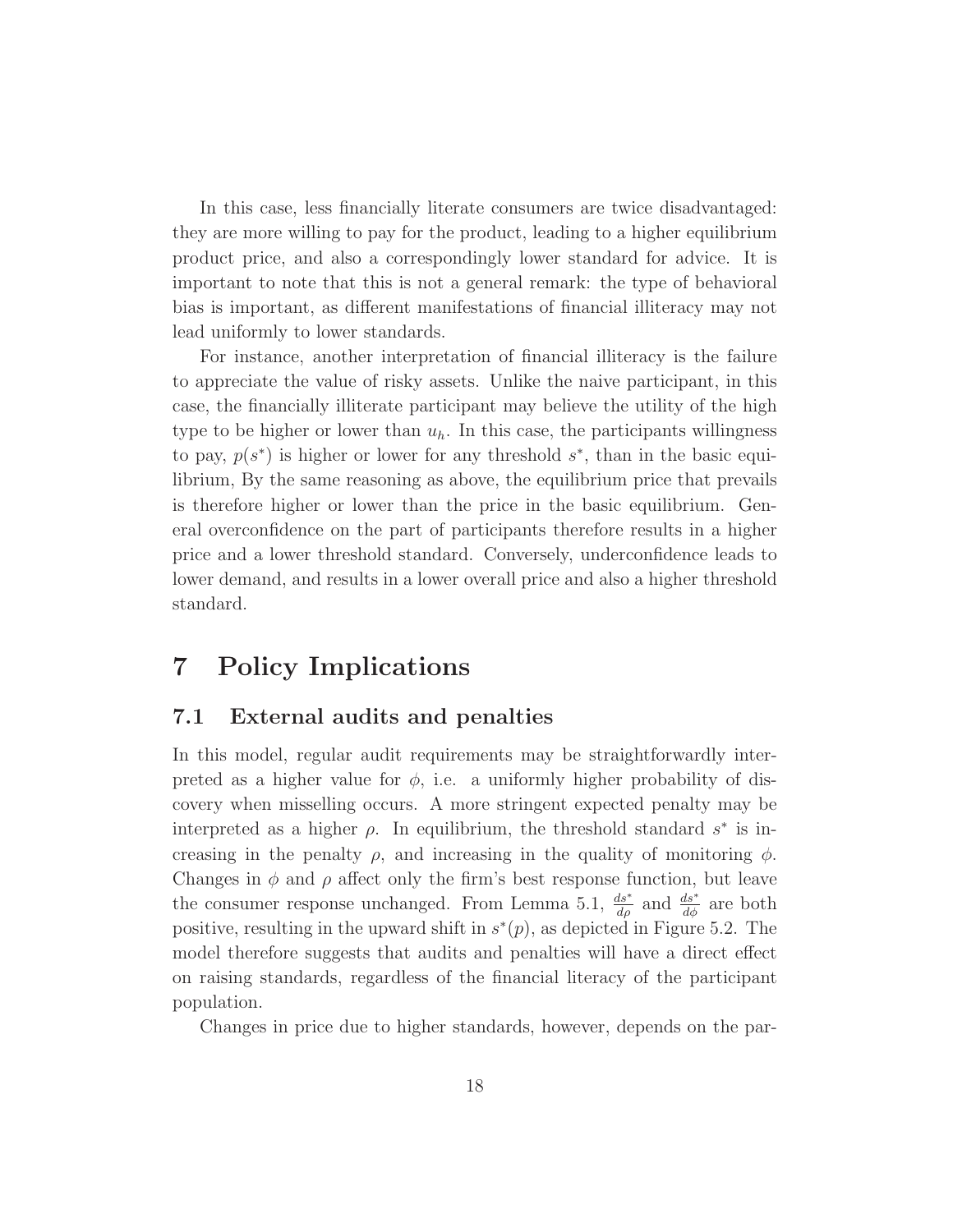In this case, less financially literate consumers are twice disadvantaged: they are more willing to pay for the product, leading to a higher equilibrium product price, and also a correspondingly lower standard for advice. It is important to note that this is not a general remark: the type of behavioral bias is important, as different manifestations of financial illiteracy may not lead uniformly to lower standards.

For instance, another interpretation of financial illiteracy is the failure to appreciate the value of risky assets. Unlike the naive participant, in this case, the financially illiterate participant may believe the utility of the high type to be higher or lower than $u_h$. In this case, the participants willingness to pay, $p(s^*)$ is higher or lower for any threshold $s^*$, than in the basic equilibrium, By the same reasoning as above, the equilibrium price that prevails is therefore higher or lower than the price in the basic equilibrium. General overconfidence on the part of participants therefore results in a higher price and a lower threshold standard. Conversely, underconfidence leads to lower demand, and results in a lower overall price and also a higher threshold standard.

# 7 Policy Implications

## 7.1 External audits and penalties

In this model, regular audit requirements may be straightforwardly interpreted as a higher value for $\phi$, i.e. a uniformly higher probability of discovery when misselling occurs. A more stringent expected penalty may be interpreted as a higher $\rho$. In equilibrium, the threshold standard $s^*$ is increasing in the penalty $\rho$, and increasing in the quality of monitoring $\phi$. Changes in $\phi$ and $\rho$ affect only the firm's best response function, but leave the consumer response unchanged. From Lemma 5.1, $\frac{ds^*}{d\rho}$ and $\frac{ds^*}{d\phi}$ are both positive, resulting in the upward shift in $s^*(p)$, as depicted in Figure 5.2. The model therefore suggests that audits and penalties will have a direct effect on raising standards, regardless of the financial literacy of the participant population.

Changes in price due to higher standards, however, depends on the par-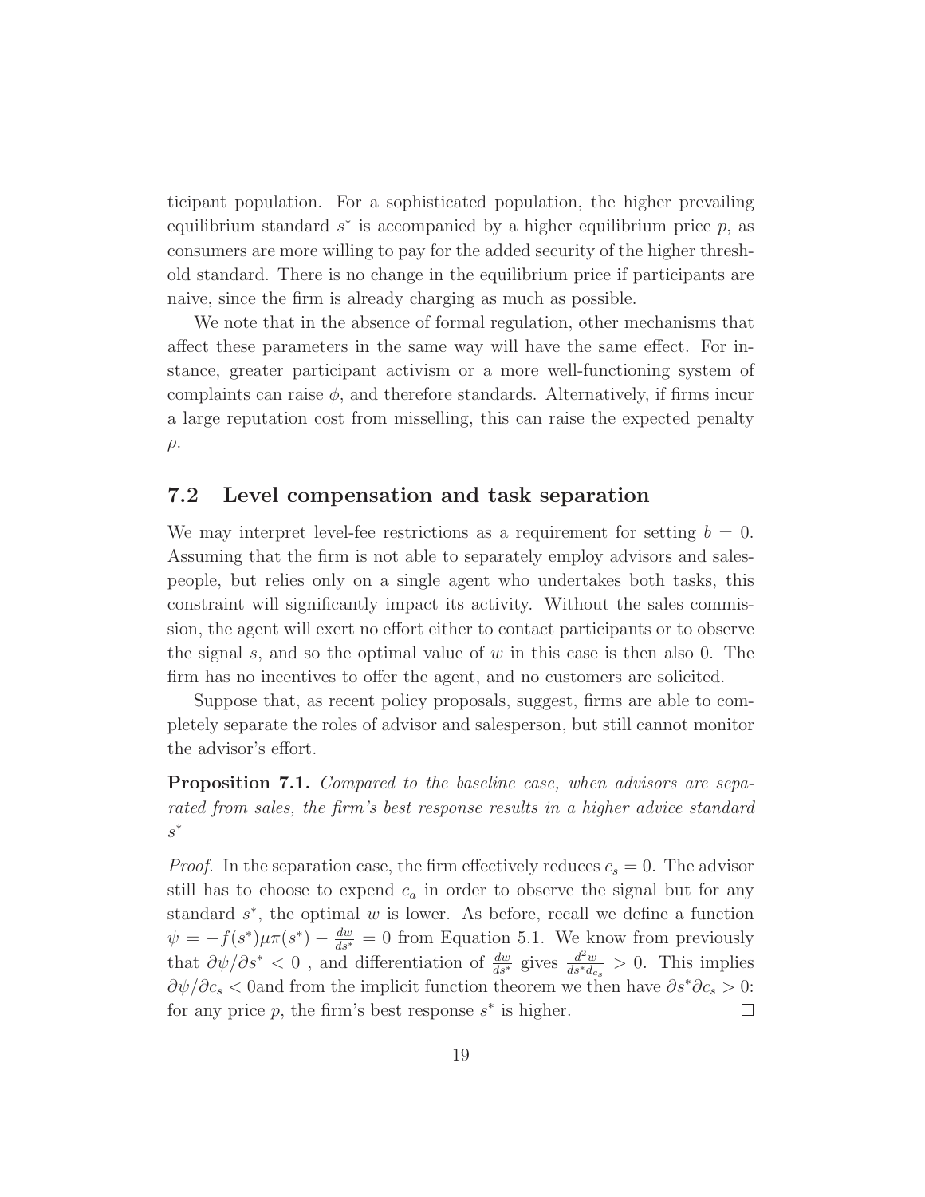ticipant population. For a sophisticated population, the higher prevailing equilibrium standard $s^*$ is accompanied by a higher equilibrium price $p$, as consumers are more willing to pay for the added security of the higher threshold standard. There is no change in the equilibrium price if participants are naive, since the firm is already charging as much as possible.

We note that in the absence of formal regulation, other mechanisms that affect these parameters in the same way will have the same effect. For instance, greater participant activism or a more well-functioning system of complaints can raise $\phi$, and therefore standards. Alternatively, if firms incur a large reputation cost from misselling, this can raise the expected penalty $\rho$.

## 7.2 Level compensation and task separation

We may interpret level-fee restrictions as a requirement for setting $b = 0$. Assuming that the firm is not able to separately employ advisors and salespeople, but relies only on a single agent who undertakes both tasks, this constraint will significantly impact its activity. Without the sales commission, the agent will exert no effort either to contact participants or to observe the signal $s$, and so the optimal value of $w$ in this case is then also 0. The firm has no incentives to offer the agent, and no customers are solicited.

Suppose that, as recent policy proposals, suggest, firms are able to completely separate the roles of advisor and salesperson, but still cannot monitor the advisor's effort.

**Proposition 7.1.** *Compared to the baseline case, when advisors are separated from sales, the firm's best response results in a higher advice standard* $s^*$

*Proof.* In the separation case, the firm effectively reduces $c_s = 0$. The advisor still has to choose to expend $c_a$ in order to observe the signal but for any standard $s^*$, the optimal $w$ is lower. As before, recall we define a function $\psi = -f(s^*)\mu\pi(s^*) - \frac{dw}{ds^*} = 0$ from Equation 5.1. We know from previously that $\partial\psi/\partial s^* < 0$ , and differentiation of $\frac{dw}{ds^*}$ gives $\frac{d^2w}{ds^* d_{c_s}} > 0$. This implies $\partial\psi/\partial c_s < 0$and from the implicit function theorem we then have $\partial s^* \partial c_s > 0$: for any price $p$, the firm's best response $s^*$ is higher. □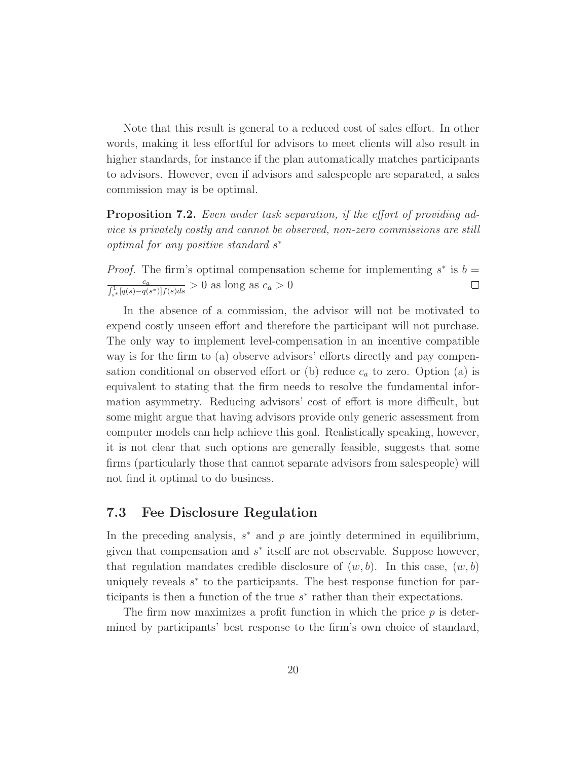Note that this result is general to a reduced cost of sales effort. In other words, making it less effortful for advisors to meet clients will also result in higher standards, for instance if the plan automatically matches participants to advisors. However, even if advisors and salespeople are separated, a sales commission may is be optimal.

**Proposition 7.2.** *Even under task separation, if the effort of providing advice is privately costly and cannot be observed, non-zero commissions are still optimal for any positive standard $s^*$*

*Proof.* The firm's optimal compensation scheme for implementing $s^*$ is $b = \frac{c_a}{\int_{s^*}^{1}[q(s)-q(s^*)]f(s)ds} > 0$ as long as $c_a > 0$ ∎

In the absence of a commission, the advisor will not be motivated to expend costly unseen effort and therefore the participant will not purchase. The only way to implement level-compensation in an incentive compatible way is for the firm to (a) observe advisors' efforts directly and pay compensation conditional on observed effort or (b) reduce $c_a$ to zero. Option (a) is equivalent to stating that the firm needs to resolve the fundamental information asymmetry. Reducing advisors' cost of effort is more difficult, but some might argue that having advisors provide only generic assessment from computer models can help achieve this goal. Realistically speaking, however, it is not clear that such options are generally feasible, suggests that some firms (particularly those that cannot separate advisors from salespeople) will not find it optimal to do business.

## 7.3 Fee Disclosure Regulation

In the preceding analysis, $s^*$ and $p$ are jointly determined in equilibrium, given that compensation and $s^*$ itself are not observable. Suppose however, that regulation mandates credible disclosure of $(w, b)$. In this case, $(w, b)$ uniquely reveals $s^*$ to the participants. The best response function for participants is then a function of the true $s^*$ rather than their expectations.

The firm now maximizes a profit function in which the price $p$ is determined by participants' best response to the firm's own choice of standard,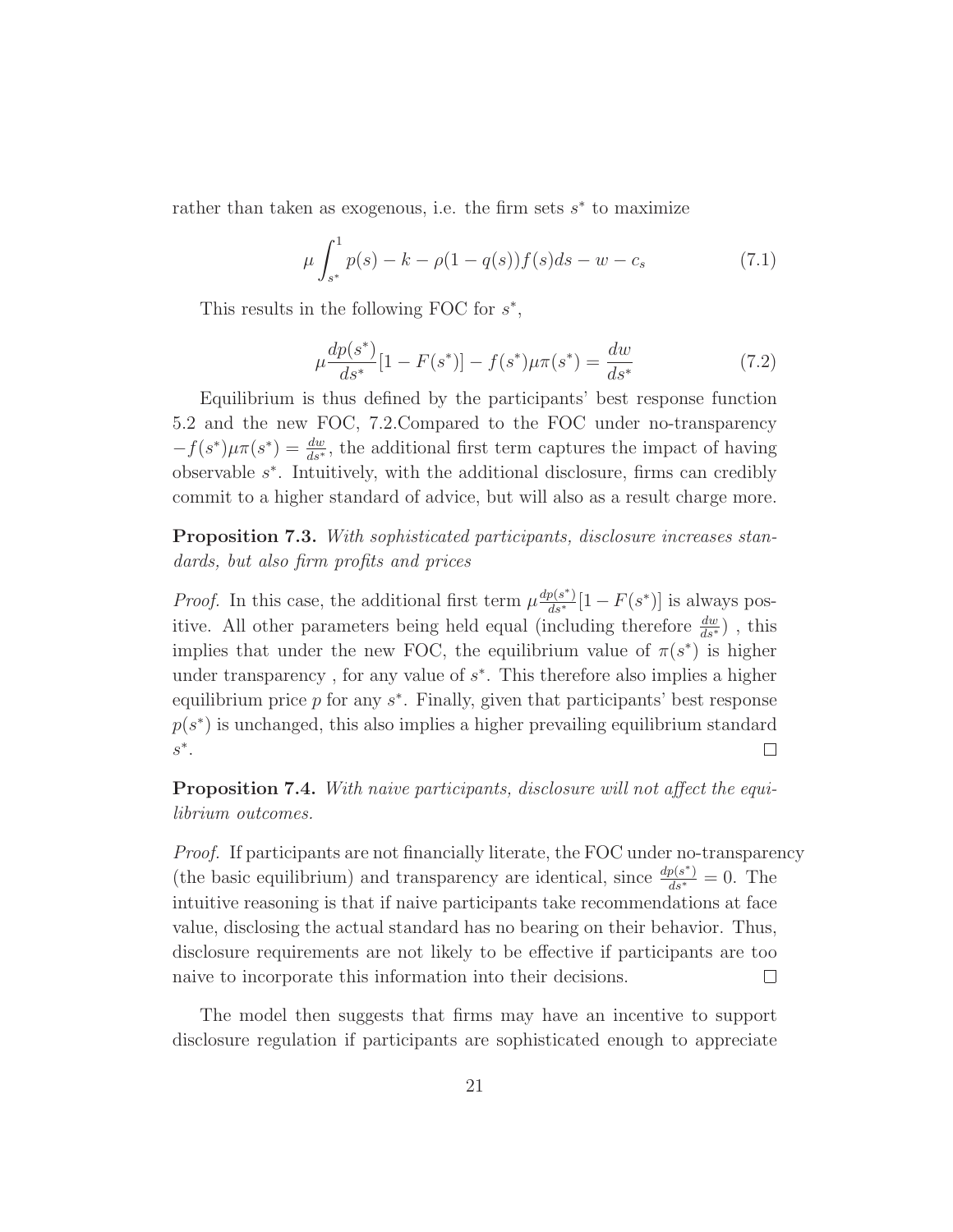rather than taken as exogenous, i.e. the firm sets $s^*$ to maximize

$$\mu \int_{s^*}^{1} p(s) - k - \rho(1 - q(s))f(s)ds - w - c_s \tag{7.1}$$

This results in the following FOC for $s^*$,

$$\mu \frac{dp(s^*)}{ds^*}[1 - F(s^*)] - f(s^*)\mu\pi(s^*) = \frac{dw}{ds^*} \tag{7.2}$$

Equilibrium is thus defined by the participants' best response function 5.2 and the new FOC, 7.2.Compared to the FOC under no-transparency $-f(s^*)\mu\pi(s^*) = \frac{dw}{ds^*}$, the additional first term captures the impact of having observable $s^*$. Intuitively, with the additional disclosure, firms can credibly commit to a higher standard of advice, but will also as a result charge more.

**Proposition 7.3.** *With sophisticated participants, disclosure increases standards, but also firm profits and prices*

*Proof.* In this case, the additional first term $\mu \frac{dp(s^*)}{ds^*}[1 - F(s^*)]$ is always positive. All other parameters being held equal (including therefore $\frac{dw}{ds^*}$) , this implies that under the new FOC, the equilibrium value of $\pi(s^*)$ is higher under transparency , for any value of $s^*$. This therefore also implies a higher equilibrium price $p$ for any $s^*$. Finally, given that participants' best response $p(s^*)$ is unchanged, this also implies a higher prevailing equilibrium standard $s^*$. □

**Proposition 7.4.** *With naive participants, disclosure will not affect the equilibrium outcomes.*

*Proof.* If participants are not financially literate, the FOC under no-transparency (the basic equilibrium) and transparency are identical, since $\frac{dp(s^*)}{ds^*} = 0$. The intuitive reasoning is that if naive participants take recommendations at face value, disclosing the actual standard has no bearing on their behavior. Thus, disclosure requirements are not likely to be effective if participants are too naive to incorporate this information into their decisions. □

The model then suggests that firms may have an incentive to support disclosure regulation if participants are sophisticated enough to appreciate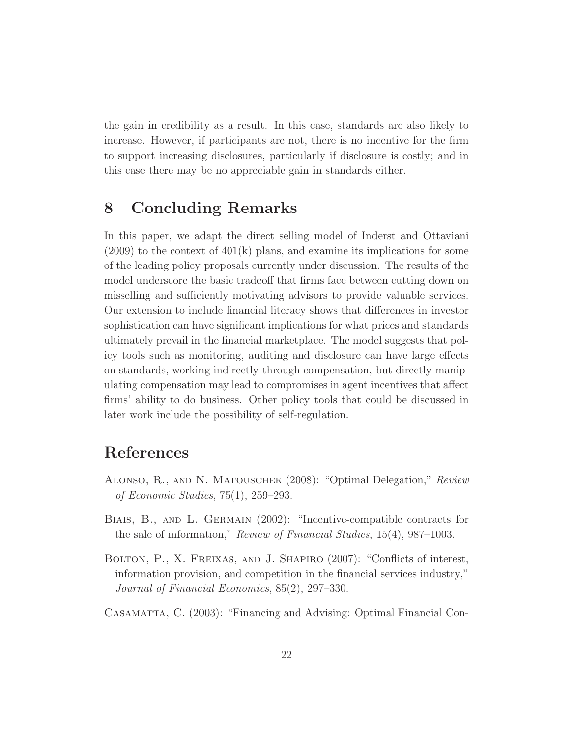the gain in credibility as a result. In this case, standards are also likely to increase. However, if participants are not, there is no incentive for the firm to support increasing disclosures, particularly if disclosure is costly; and in this case there may be no appreciable gain in standards either.

## 8 Concluding Remarks

In this paper, we adapt the direct selling model of Inderst and Ottaviani (2009) to the context of 401(k) plans, and examine its implications for some of the leading policy proposals currently under discussion. The results of the model underscore the basic tradeoff that firms face between cutting down on misselling and sufficiently motivating advisors to provide valuable services. Our extension to include financial literacy shows that differences in investor sophistication can have significant implications for what prices and standards ultimately prevail in the financial marketplace. The model suggests that policy tools such as monitoring, auditing and disclosure can have large effects on standards, working indirectly through compensation, but directly manipulating compensation may lead to compromises in agent incentives that affect firms' ability to do business. Other policy tools that could be discussed in later work include the possibility of self-regulation.

## References

Alonso, R., and N. Matouschek (2008): "Optimal Delegation," *Review of Economic Studies*, 75(1), 259–293.

Biais, B., and L. Germain (2002): "Incentive-compatible contracts for the sale of information," *Review of Financial Studies*, 15(4), 987–1003.

Bolton, P., X. Freixas, and J. Shapiro (2007): "Conflicts of interest, information provision, and competition in the financial services industry," *Journal of Financial Economics*, 85(2), 297–330.

Casamatta, C. (2003): "Financing and Advising: Optimal Financial Con-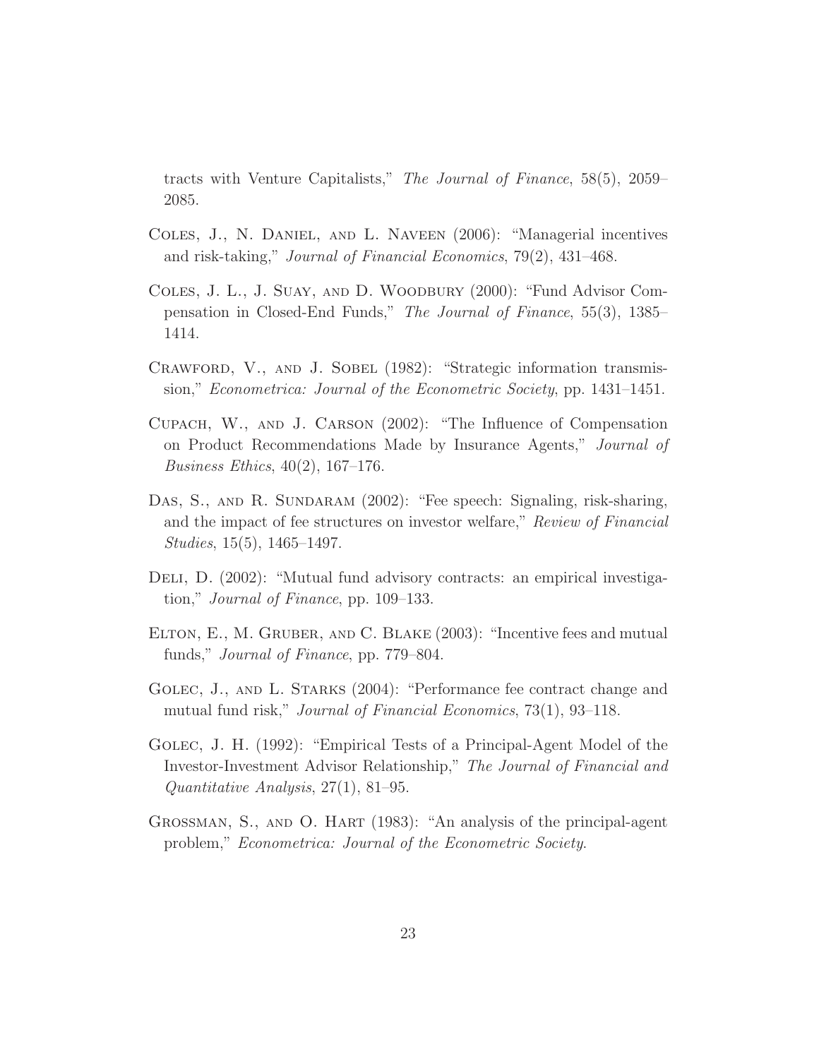tracts with Venture Capitalists," *The Journal of Finance*, 58(5), 2059–2085.

Coles, J., N. Daniel, and L. Naveen (2006): "Managerial incentives and risk-taking," *Journal of Financial Economics*, 79(2), 431–468.

Coles, J. L., J. Suay, and D. Woodbury (2000): "Fund Advisor Compensation in Closed-End Funds," *The Journal of Finance*, 55(3), 1385–1414.

Crawford, V., and J. Sobel (1982): "Strategic information transmission," *Econometrica: Journal of the Econometric Society*, pp. 1431–1451.

Cupach, W., and J. Carson (2002): "The Influence of Compensation on Product Recommendations Made by Insurance Agents," *Journal of Business Ethics*, 40(2), 167–176.

Das, S., and R. Sundaram (2002): "Fee speech: Signaling, risk-sharing, and the impact of fee structures on investor welfare," *Review of Financial Studies*, 15(5), 1465–1497.

Deli, D. (2002): "Mutual fund advisory contracts: an empirical investigation," *Journal of Finance*, pp. 109–133.

Elton, E., M. Gruber, and C. Blake (2003): "Incentive fees and mutual funds," *Journal of Finance*, pp. 779–804.

Golec, J., and L. Starks (2004): "Performance fee contract change and mutual fund risk," *Journal of Financial Economics*, 73(1), 93–118.

Golec, J. H. (1992): "Empirical Tests of a Principal-Agent Model of the Investor-Investment Advisor Relationship," *The Journal of Financial and Quantitative Analysis*, 27(1), 81–95.

Grossman, S., and O. Hart (1983): "An analysis of the principal-agent problem," *Econometrica: Journal of the Econometric Society*.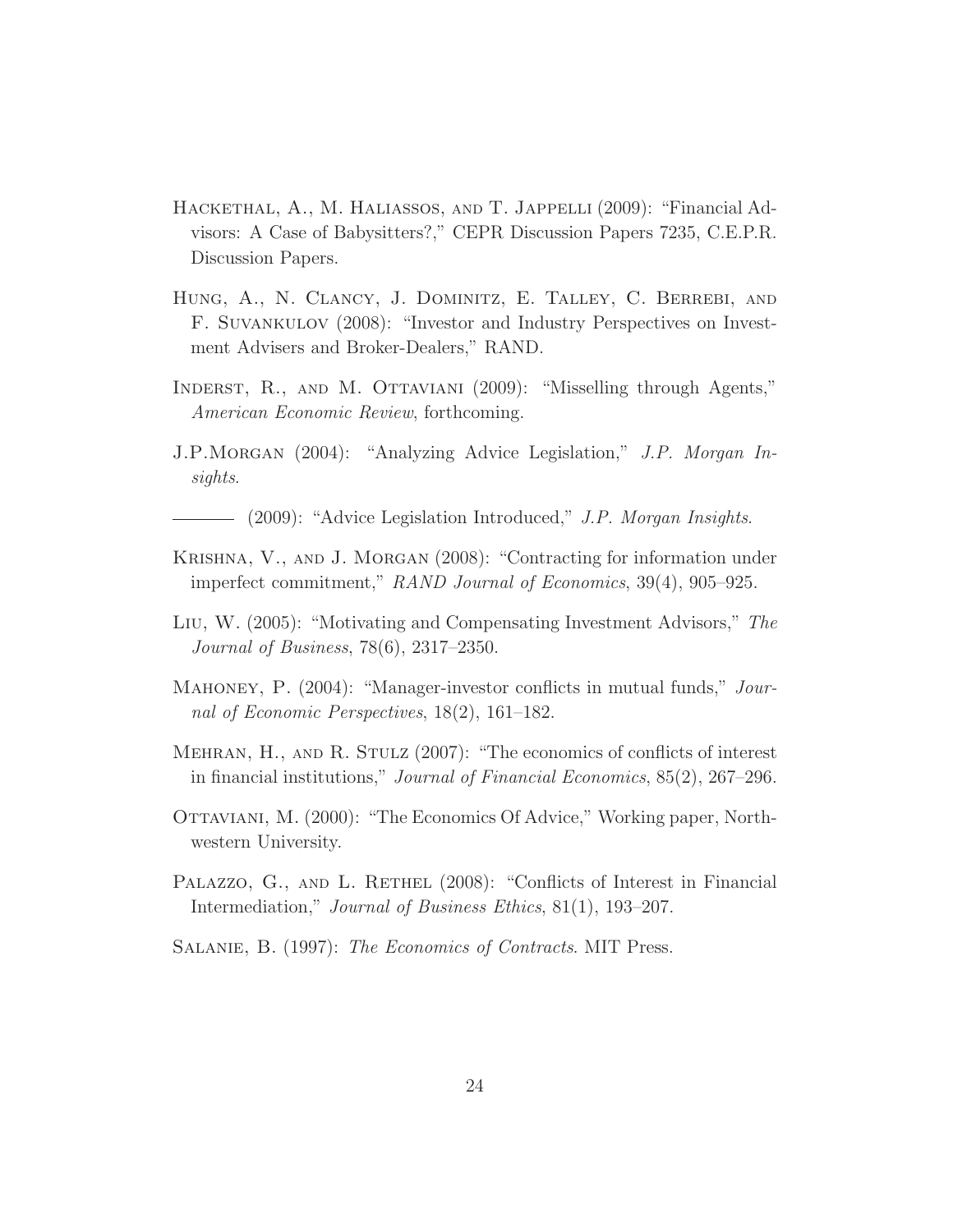Hackethal, A., M. Haliassos, and T. Jappelli (2009): "Financial Advisors: A Case of Babysitters?," CEPR Discussion Papers 7235, C.E.P.R. Discussion Papers.

Hung, A., N. Clancy, J. Dominitz, E. Talley, C. Berrebi, and F. Suvankulov (2008): "Investor and Industry Perspectives on Investment Advisers and Broker-Dealers," RAND.

Inderst, R., and M. Ottaviani (2009): "Misselling through Agents," *American Economic Review*, forthcoming.

J.P.Morgan (2004): "Analyzing Advice Legislation," *J.P. Morgan Insights*.

——— (2009): "Advice Legislation Introduced," *J.P. Morgan Insights*.

Krishna, V., and J. Morgan (2008): "Contracting for information under imperfect commitment," *RAND Journal of Economics*, 39(4), 905–925.

Liu, W. (2005): "Motivating and Compensating Investment Advisors," *The Journal of Business*, 78(6), 2317–2350.

Mahoney, P. (2004): "Manager-investor conflicts in mutual funds," *Journal of Economic Perspectives*, 18(2), 161–182.

Mehran, H., and R. Stulz (2007): "The economics of conflicts of interest in financial institutions," *Journal of Financial Economics*, 85(2), 267–296.

Ottaviani, M. (2000): "The Economics Of Advice," Working paper, Northwestern University.

Palazzo, G., and L. Rethel (2008): "Conflicts of Interest in Financial Intermediation," *Journal of Business Ethics*, 81(1), 193–207.

Salanie, B. (1997): *The Economics of Contracts*. MIT Press.